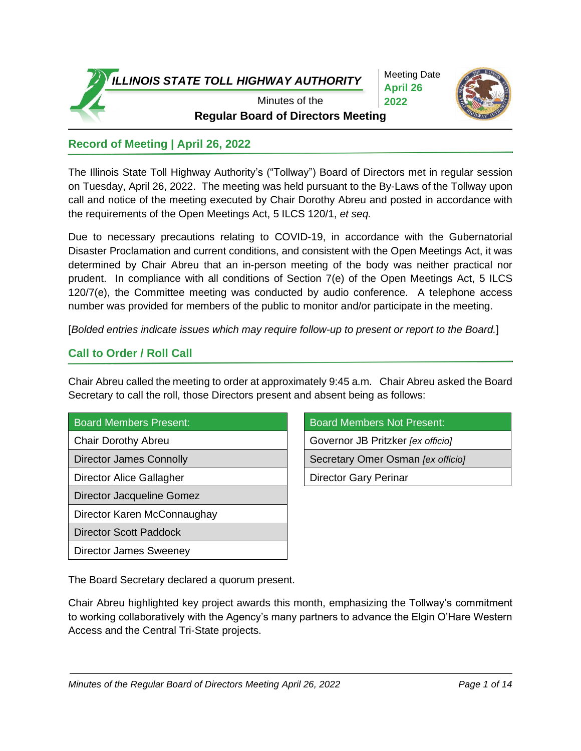# ILLINOIS STATE TOLL HIGHWAY AUTHORITY

Minutes of the
**Regular Board of Directors Meeting**

Meeting Date
**April 26 2022**

## Record of Meeting | April 26, 2022

The Illinois State Toll Highway Authority's ("Tollway") Board of Directors met in regular session on Tuesday, April 26, 2022. The meeting was held pursuant to the By-Laws of the Tollway upon call and notice of the meeting executed by Chair Dorothy Abreu and posted in accordance with the requirements of the Open Meetings Act, 5 ILCS 120/1, *et seq.*

Due to necessary precautions relating to COVID-19, in accordance with the Gubernatorial Disaster Proclamation and current conditions, and consistent with the Open Meetings Act, it was determined by Chair Abreu that an in-person meeting of the body was neither practical nor prudent. In compliance with all conditions of Section 7(e) of the Open Meetings Act, 5 ILCS 120/7(e), the Committee meeting was conducted by audio conference. A telephone access number was provided for members of the public to monitor and/or participate in the meeting.

[*Bolded entries indicate issues which may require follow-up to present or report to the Board.*]

## Call to Order / Roll Call

Chair Abreu called the meeting to order at approximately 9:45 a.m. Chair Abreu asked the Board Secretary to call the roll, those Directors present and absent being as follows:

| Board Members Present: |
|---|
| Chair Dorothy Abreu |
| Director James Connolly |
| Director Alice Gallagher |
| Director Jacqueline Gomez |
| Director Karen McConnaughay |
| Director Scott Paddock |
| Director James Sweeney |

| Board Members Not Present: |
|---|
| Governor JB Pritzker *[ex officio]* |
| Secretary Omer Osman *[ex officio]* |
| Director Gary Perinar |

The Board Secretary declared a quorum present.

Chair Abreu highlighted key project awards this month, emphasizing the Tollway's commitment to working collaboratively with the Agency's many partners to advance the Elgin O'Hare Western Access and the Central Tri-State projects.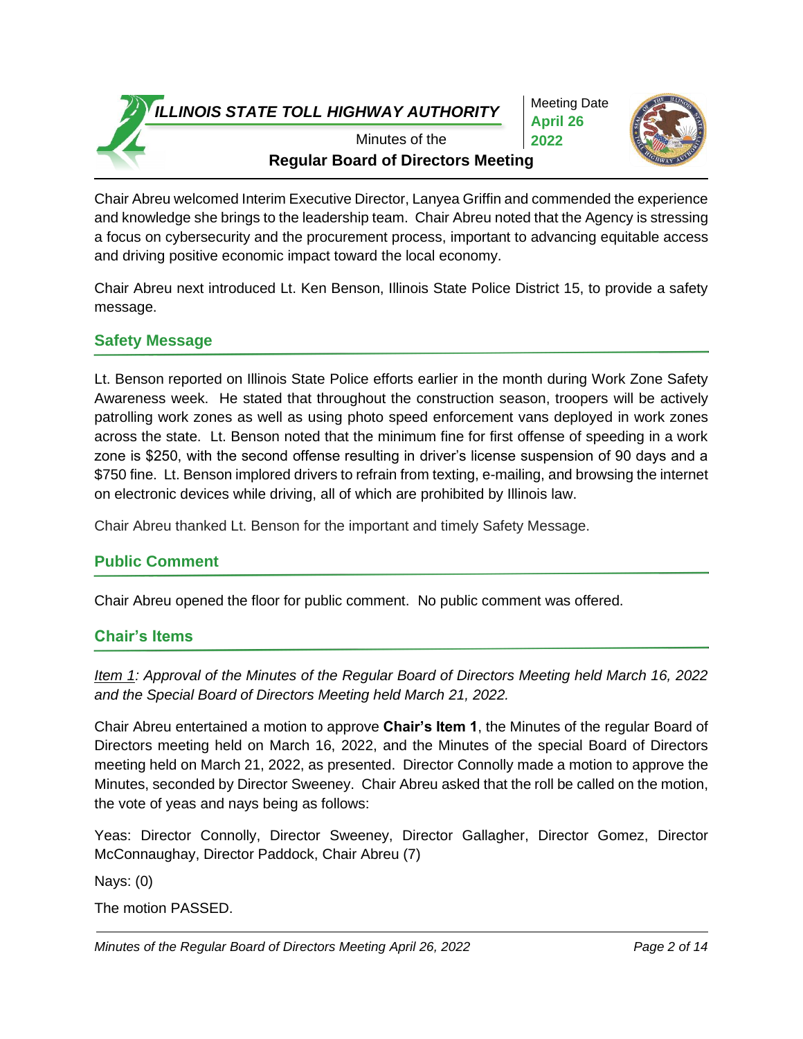Chair Abreu welcomed Interim Executive Director, Lanyea Griffin and commended the experience and knowledge she brings to the leadership team. Chair Abreu noted that the Agency is stressing a focus on cybersecurity and the procurement process, important to advancing equitable access and driving positive economic impact toward the local economy.

Chair Abreu next introduced Lt. Ken Benson, Illinois State Police District 15, to provide a safety message.

## Safety Message

Lt. Benson reported on Illinois State Police efforts earlier in the month during Work Zone Safety Awareness week. He stated that throughout the construction season, troopers will be actively patrolling work zones as well as using photo speed enforcement vans deployed in work zones across the state. Lt. Benson noted that the minimum fine for first offense of speeding in a work zone is $250, with the second offense resulting in driver's license suspension of 90 days and a $750 fine. Lt. Benson implored drivers to refrain from texting, e-mailing, and browsing the internet on electronic devices while driving, all of which are prohibited by Illinois law.

Chair Abreu thanked Lt. Benson for the important and timely Safety Message.

## Public Comment

Chair Abreu opened the floor for public comment. No public comment was offered.

## Chair's Items

*Item 1: Approval of the Minutes of the Regular Board of Directors Meeting held March 16, 2022 and the Special Board of Directors Meeting held March 21, 2022.*

Chair Abreu entertained a motion to approve **Chair's Item 1**, the Minutes of the regular Board of Directors meeting held on March 16, 2022, and the Minutes of the special Board of Directors meeting held on March 21, 2022, as presented. Director Connolly made a motion to approve the Minutes, seconded by Director Sweeney. Chair Abreu asked that the roll be called on the motion, the vote of yeas and nays being as follows:

Yeas: Director Connolly, Director Sweeney, Director Gallagher, Director Gomez, Director McConnaughay, Director Paddock, Chair Abreu (7)

Nays: (0)

The motion PASSED.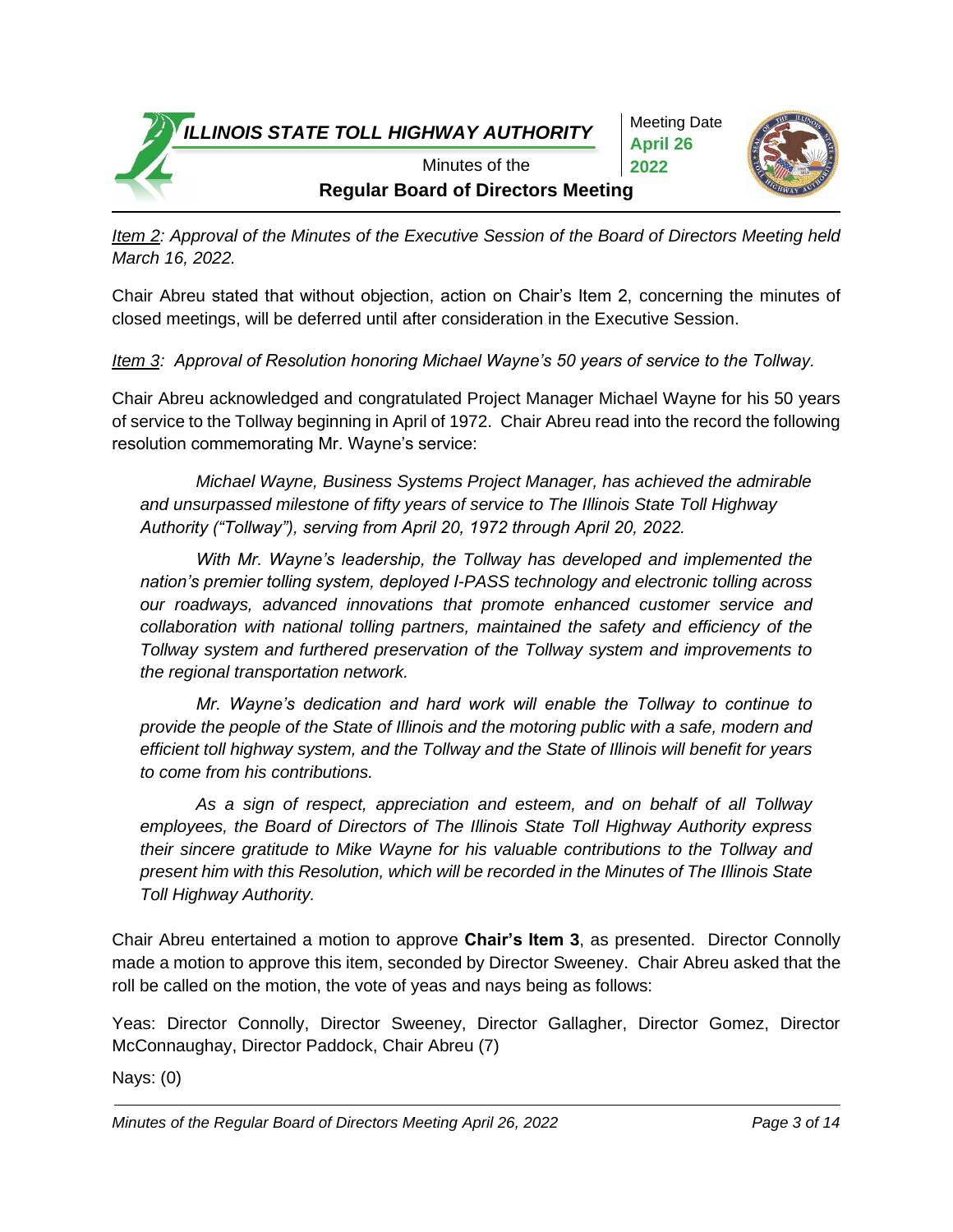*Item 2: Approval of the Minutes of the Executive Session of the Board of Directors Meeting held March 16, 2022.*

Chair Abreu stated that without objection, action on Chair's Item 2, concerning the minutes of closed meetings, will be deferred until after consideration in the Executive Session.

*Item 3: Approval of Resolution honoring Michael Wayne's 50 years of service to the Tollway.*

Chair Abreu acknowledged and congratulated Project Manager Michael Wayne for his 50 years of service to the Tollway beginning in April of 1972. Chair Abreu read into the record the following resolution commemorating Mr. Wayne's service:

> *Michael Wayne, Business Systems Project Manager, has achieved the admirable and unsurpassed milestone of fifty years of service to The Illinois State Toll Highway Authority ("Tollway"), serving from April 20, 1972 through April 20, 2022.*
>
> *With Mr. Wayne's leadership, the Tollway has developed and implemented the nation's premier tolling system, deployed I-PASS technology and electronic tolling across our roadways, advanced innovations that promote enhanced customer service and collaboration with national tolling partners, maintained the safety and efficiency of the Tollway system and furthered preservation of the Tollway system and improvements to the regional transportation network.*
>
> *Mr. Wayne's dedication and hard work will enable the Tollway to continue to provide the people of the State of Illinois and the motoring public with a safe, modern and efficient toll highway system, and the Tollway and the State of Illinois will benefit for years to come from his contributions.*
>
> *As a sign of respect, appreciation and esteem, and on behalf of all Tollway employees, the Board of Directors of The Illinois State Toll Highway Authority express their sincere gratitude to Mike Wayne for his valuable contributions to the Tollway and present him with this Resolution, which will be recorded in the Minutes of The Illinois State Toll Highway Authority.*

Chair Abreu entertained a motion to approve **Chair's Item 3**, as presented. Director Connolly made a motion to approve this item, seconded by Director Sweeney. Chair Abreu asked that the roll be called on the motion, the vote of yeas and nays being as follows:

Yeas: Director Connolly, Director Sweeney, Director Gallagher, Director Gomez, Director McConnaughay, Director Paddock, Chair Abreu (7)

Nays: (0)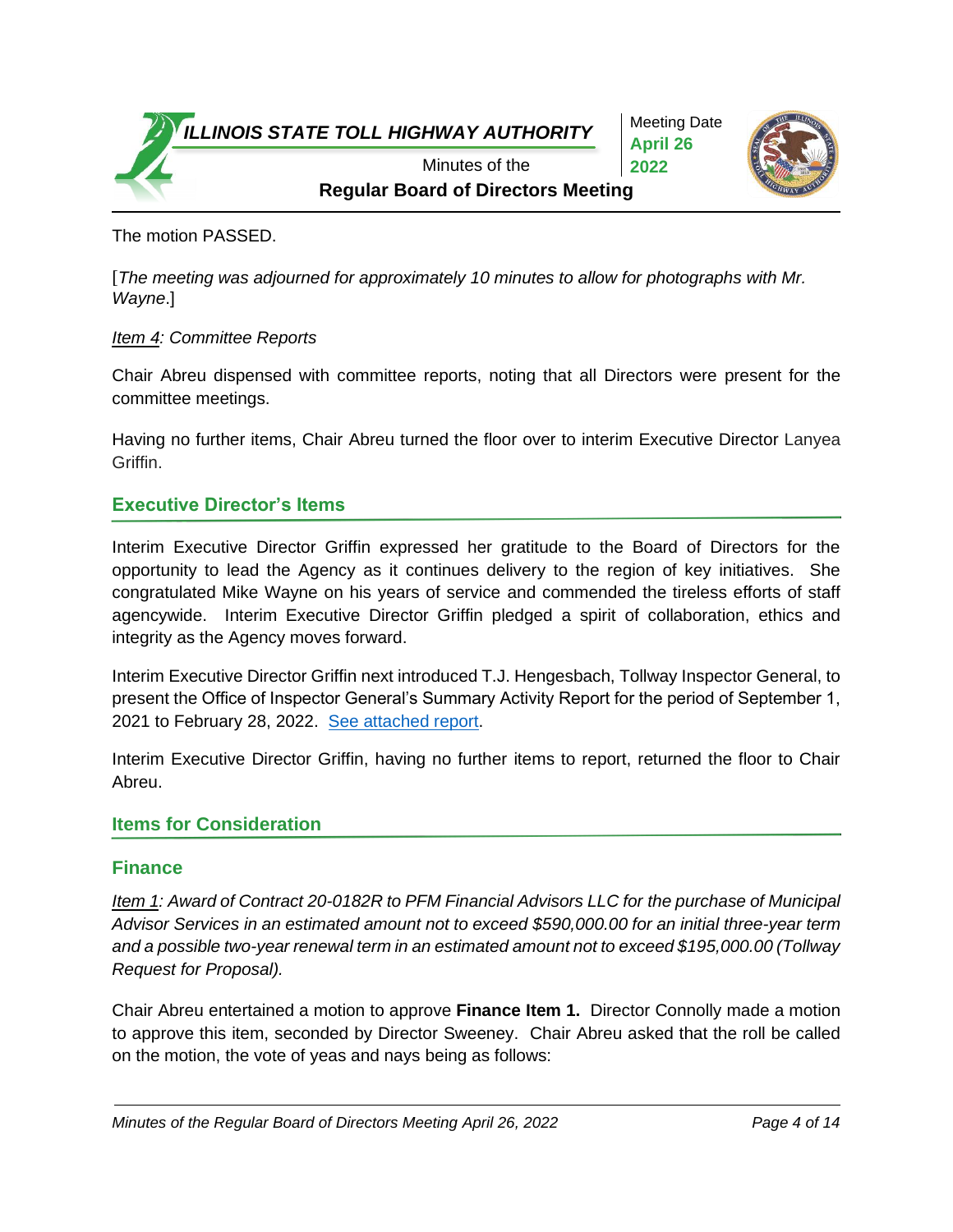The motion PASSED.

[*The meeting was adjourned for approximately 10 minutes to allow for photographs with Mr. Wayne*.]

*Item 4: Committee Reports*

Chair Abreu dispensed with committee reports, noting that all Directors were present for the committee meetings.

Having no further items, Chair Abreu turned the floor over to interim Executive Director Lanyea Griffin.

## Executive Director's Items

Interim Executive Director Griffin expressed her gratitude to the Board of Directors for the opportunity to lead the Agency as it continues delivery to the region of key initiatives. She congratulated Mike Wayne on his years of service and commended the tireless efforts of staff agencywide. Interim Executive Director Griffin pledged a spirit of collaboration, ethics and integrity as the Agency moves forward.

Interim Executive Director Griffin next introduced T.J. Hengesbach, Tollway Inspector General, to present the Office of Inspector General's Summary Activity Report for the period of September 1, 2021 to February 28, 2022. See attached report.

Interim Executive Director Griffin, having no further items to report, returned the floor to Chair Abreu.

## Items for Consideration

### Finance

*Item 1: Award of Contract 20-0182R to PFM Financial Advisors LLC for the purchase of Municipal Advisor Services in an estimated amount not to exceed $590,000.00 for an initial three-year term and a possible two-year renewal term in an estimated amount not to exceed $195,000.00 (Tollway Request for Proposal).*

Chair Abreu entertained a motion to approve **Finance Item 1.** Director Connolly made a motion to approve this item, seconded by Director Sweeney. Chair Abreu asked that the roll be called on the motion, the vote of yeas and nays being as follows: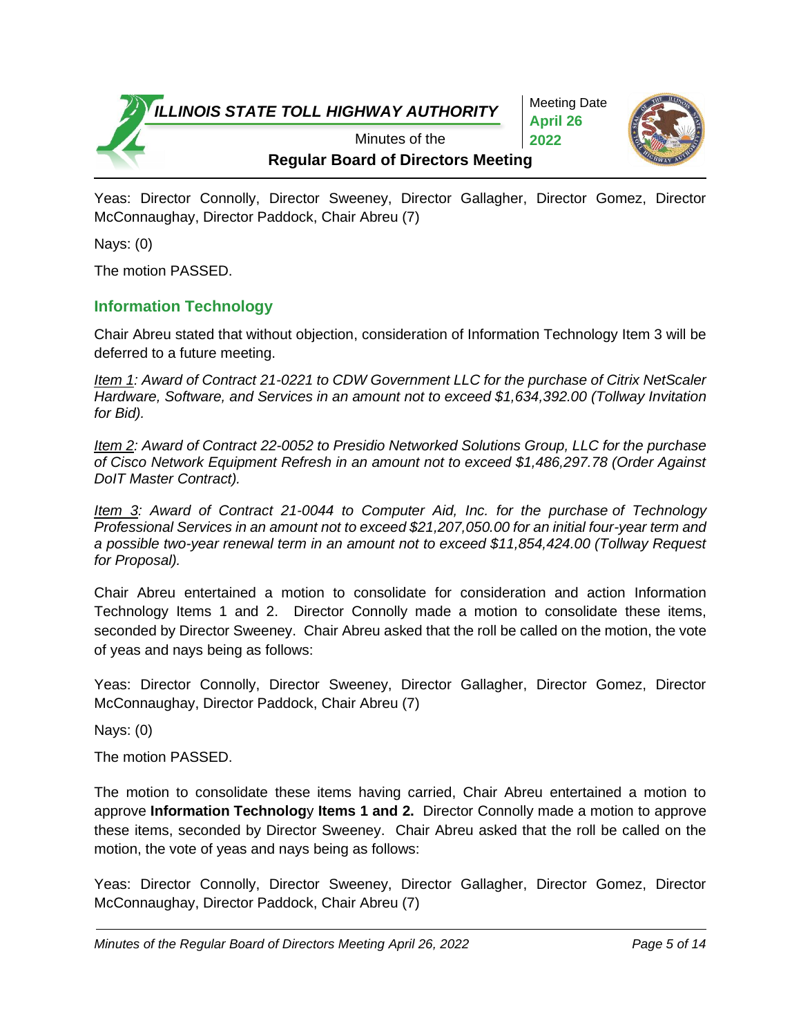Yeas: Director Connolly, Director Sweeney, Director Gallagher, Director Gomez, Director McConnaughay, Director Paddock, Chair Abreu (7)

Nays: (0)

The motion PASSED.

## Information Technology

Chair Abreu stated that without objection, consideration of Information Technology Item 3 will be deferred to a future meeting.

*Item 1: Award of Contract 21-0221 to CDW Government LLC for the purchase of Citrix NetScaler Hardware, Software, and Services in an amount not to exceed $1,634,392.00 (Tollway Invitation for Bid).*

*Item 2: Award of Contract 22-0052 to Presidio Networked Solutions Group, LLC for the purchase of Cisco Network Equipment Refresh in an amount not to exceed $1,486,297.78 (Order Against DoIT Master Contract).*

*Item 3: Award of Contract 21-0044 to Computer Aid, Inc. for the purchase of Technology Professional Services in an amount not to exceed $21,207,050.00 for an initial four-year term and a possible two-year renewal term in an amount not to exceed $11,854,424.00 (Tollway Request for Proposal).*

Chair Abreu entertained a motion to consolidate for consideration and action Information Technology Items 1 and 2. Director Connolly made a motion to consolidate these items, seconded by Director Sweeney. Chair Abreu asked that the roll be called on the motion, the vote of yeas and nays being as follows:

Yeas: Director Connolly, Director Sweeney, Director Gallagher, Director Gomez, Director McConnaughay, Director Paddock, Chair Abreu (7)

Nays: (0)

The motion PASSED.

The motion to consolidate these items having carried, Chair Abreu entertained a motion to approve **Information Technology Items 1 and 2.** Director Connolly made a motion to approve these items, seconded by Director Sweeney. Chair Abreu asked that the roll be called on the motion, the vote of yeas and nays being as follows:

Yeas: Director Connolly, Director Sweeney, Director Gallagher, Director Gomez, Director McConnaughay, Director Paddock, Chair Abreu (7)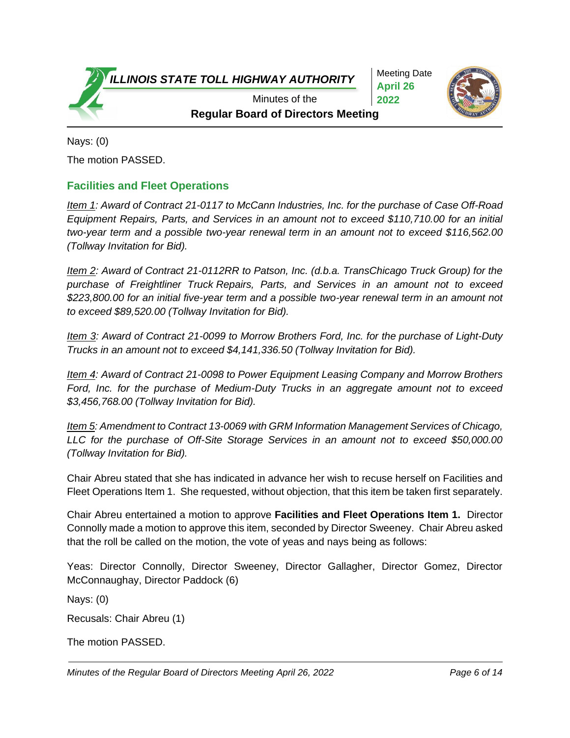Nays: (0)

The motion PASSED.

## Facilities and Fleet Operations

*Item 1: Award of Contract 21-0117 to McCann Industries, Inc. for the purchase of Case Off-Road Equipment Repairs, Parts, and Services in an amount not to exceed $110,710.00 for an initial two-year term and a possible two-year renewal term in an amount not to exceed $116,562.00 (Tollway Invitation for Bid).*

*Item 2: Award of Contract 21-0112RR to Patson, Inc. (d.b.a. TransChicago Truck Group) for the purchase of Freightliner Truck Repairs, Parts, and Services in an amount not to exceed $223,800.00 for an initial five-year term and a possible two-year renewal term in an amount not to exceed $89,520.00 (Tollway Invitation for Bid).*

*Item 3: Award of Contract 21-0099 to Morrow Brothers Ford, Inc. for the purchase of Light-Duty Trucks in an amount not to exceed $4,141,336.50 (Tollway Invitation for Bid).*

*Item 4: Award of Contract 21-0098 to Power Equipment Leasing Company and Morrow Brothers Ford, Inc. for the purchase of Medium-Duty Trucks in an aggregate amount not to exceed $3,456,768.00 (Tollway Invitation for Bid).*

*Item 5: Amendment to Contract 13-0069 with GRM Information Management Services of Chicago, LLC for the purchase of Off-Site Storage Services in an amount not to exceed $50,000.00 (Tollway Invitation for Bid).*

Chair Abreu stated that she has indicated in advance her wish to recuse herself on Facilities and Fleet Operations Item 1. She requested, without objection, that this item be taken first separately.

Chair Abreu entertained a motion to approve **Facilities and Fleet Operations Item 1.** Director Connolly made a motion to approve this item, seconded by Director Sweeney. Chair Abreu asked that the roll be called on the motion, the vote of yeas and nays being as follows:

Yeas: Director Connolly, Director Sweeney, Director Gallagher, Director Gomez, Director McConnaughay, Director Paddock (6)

Nays: (0)

Recusals: Chair Abreu (1)

The motion PASSED.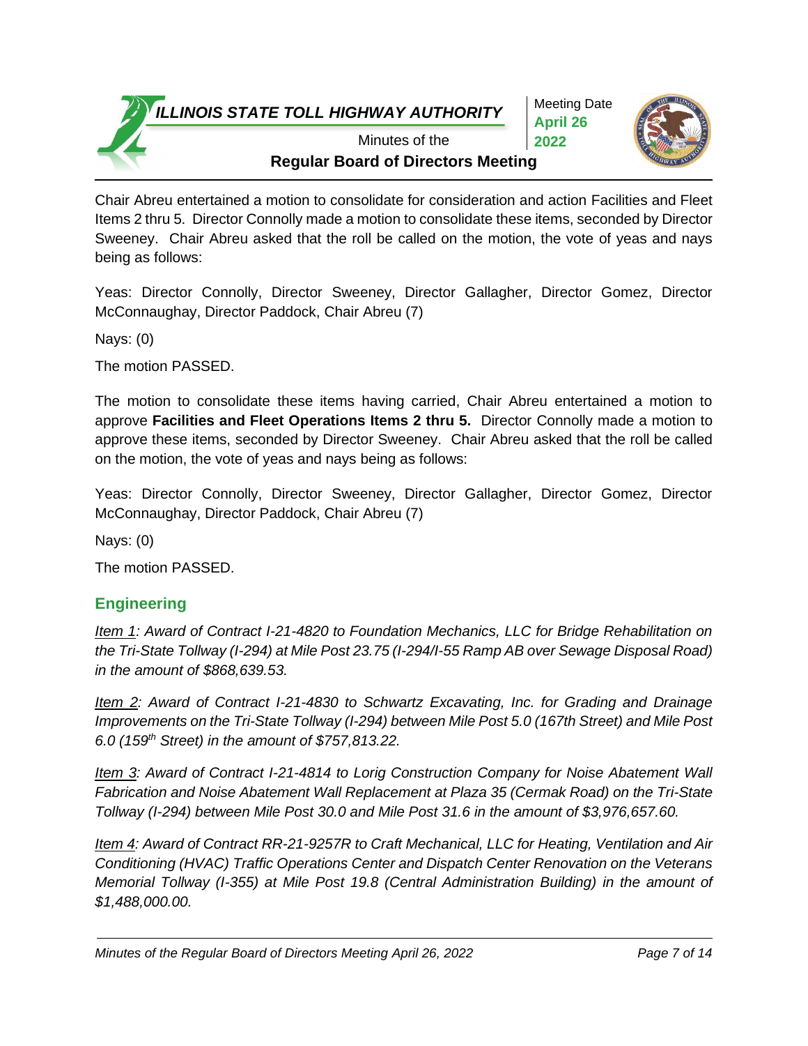Chair Abreu entertained a motion to consolidate for consideration and action Facilities and Fleet Items 2 thru 5. Director Connolly made a motion to consolidate these items, seconded by Director Sweeney. Chair Abreu asked that the roll be called on the motion, the vote of yeas and nays being as follows:

Yeas: Director Connolly, Director Sweeney, Director Gallagher, Director Gomez, Director McConnaughay, Director Paddock, Chair Abreu (7)

Nays: (0)

The motion PASSED.

The motion to consolidate these items having carried, Chair Abreu entertained a motion to approve **Facilities and Fleet Operations Items 2 thru 5.** Director Connolly made a motion to approve these items, seconded by Director Sweeney. Chair Abreu asked that the roll be called on the motion, the vote of yeas and nays being as follows:

Yeas: Director Connolly, Director Sweeney, Director Gallagher, Director Gomez, Director McConnaughay, Director Paddock, Chair Abreu (7)

Nays: (0)

The motion PASSED.

## Engineering

*Item 1: Award of Contract I-21-4820 to Foundation Mechanics, LLC for Bridge Rehabilitation on the Tri-State Tollway (I-294) at Mile Post 23.75 (I-294/I-55 Ramp AB over Sewage Disposal Road) in the amount of $868,639.53.*

*Item 2: Award of Contract I-21-4830 to Schwartz Excavating, Inc. for Grading and Drainage Improvements on the Tri-State Tollway (I-294) between Mile Post 5.0 (167th Street) and Mile Post 6.0 (159th Street) in the amount of $757,813.22.*

*Item 3: Award of Contract I-21-4814 to Lorig Construction Company for Noise Abatement Wall Fabrication and Noise Abatement Wall Replacement at Plaza 35 (Cermak Road) on the Tri-State Tollway (I-294) between Mile Post 30.0 and Mile Post 31.6 in the amount of $3,976,657.60.*

*Item 4: Award of Contract RR-21-9257R to Craft Mechanical, LLC for Heating, Ventilation and Air Conditioning (HVAC) Traffic Operations Center and Dispatch Center Renovation on the Veterans Memorial Tollway (I-355) at Mile Post 19.8 (Central Administration Building) in the amount of $1,488,000.00.*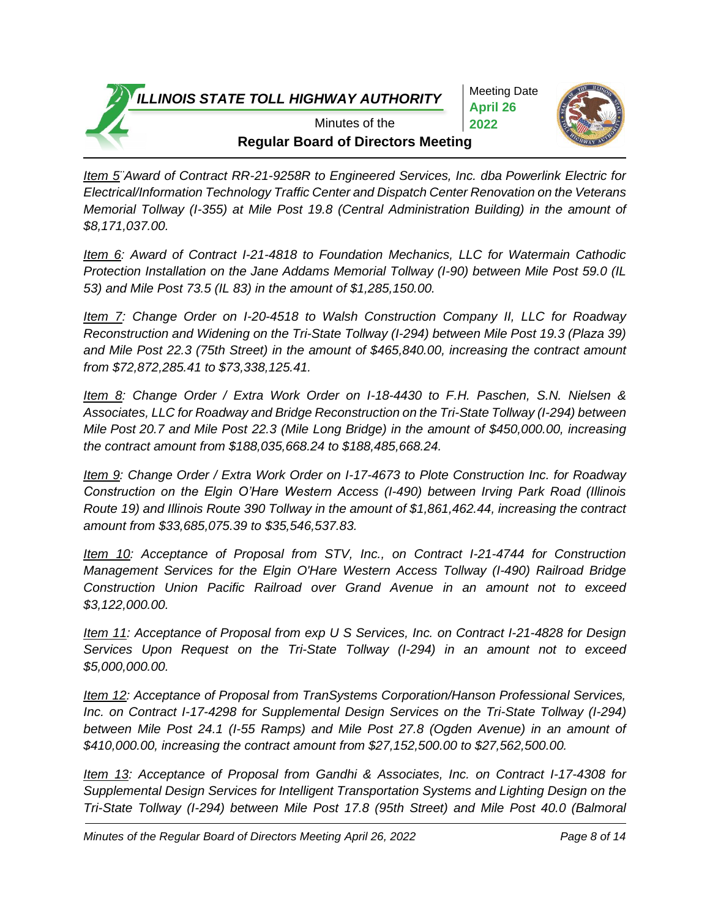*Item 5¨Award of Contract RR-21-9258R to Engineered Services, Inc. dba Powerlink Electric for Electrical/Information Technology Traffic Center and Dispatch Center Renovation on the Veterans Memorial Tollway (I-355) at Mile Post 19.8 (Central Administration Building) in the amount of $8,171,037.00.*

*Item 6: Award of Contract I-21-4818 to Foundation Mechanics, LLC for Watermain Cathodic Protection Installation on the Jane Addams Memorial Tollway (I-90) between Mile Post 59.0 (IL 53) and Mile Post 73.5 (IL 83) in the amount of $1,285,150.00.*

*Item 7: Change Order on I-20-4518 to Walsh Construction Company II, LLC for Roadway Reconstruction and Widening on the Tri-State Tollway (I-294) between Mile Post 19.3 (Plaza 39) and Mile Post 22.3 (75th Street) in the amount of $465,840.00, increasing the contract amount from $72,872,285.41 to $73,338,125.41.*

*Item 8: Change Order / Extra Work Order on I-18-4430 to F.H. Paschen, S.N. Nielsen & Associates, LLC for Roadway and Bridge Reconstruction on the Tri-State Tollway (I-294) between Mile Post 20.7 and Mile Post 22.3 (Mile Long Bridge) in the amount of $450,000.00, increasing the contract amount from $188,035,668.24 to $188,485,668.24.*

*Item 9: Change Order / Extra Work Order on I-17-4673 to Plote Construction Inc. for Roadway Construction on the Elgin O'Hare Western Access (I-490) between Irving Park Road (Illinois Route 19) and Illinois Route 390 Tollway in the amount of $1,861,462.44, increasing the contract amount from $33,685,075.39 to $35,546,537.83.*

*Item 10: Acceptance of Proposal from STV, Inc., on Contract I-21-4744 for Construction Management Services for the Elgin O'Hare Western Access Tollway (I-490) Railroad Bridge Construction Union Pacific Railroad over Grand Avenue in an amount not to exceed $3,122,000.00.*

*Item 11: Acceptance of Proposal from exp U S Services, Inc. on Contract I-21-4828 for Design Services Upon Request on the Tri-State Tollway (I-294) in an amount not to exceed $5,000,000.00.*

*Item 12: Acceptance of Proposal from TranSystems Corporation/Hanson Professional Services, Inc. on Contract I-17-4298 for Supplemental Design Services on the Tri-State Tollway (I-294) between Mile Post 24.1 (I-55 Ramps) and Mile Post 27.8 (Ogden Avenue) in an amount of $410,000.00, increasing the contract amount from $27,152,500.00 to $27,562,500.00.*

*Item 13: Acceptance of Proposal from Gandhi & Associates, Inc. on Contract I-17-4308 for Supplemental Design Services for Intelligent Transportation Systems and Lighting Design on the Tri-State Tollway (I-294) between Mile Post 17.8 (95th Street) and Mile Post 40.0 (Balmoral*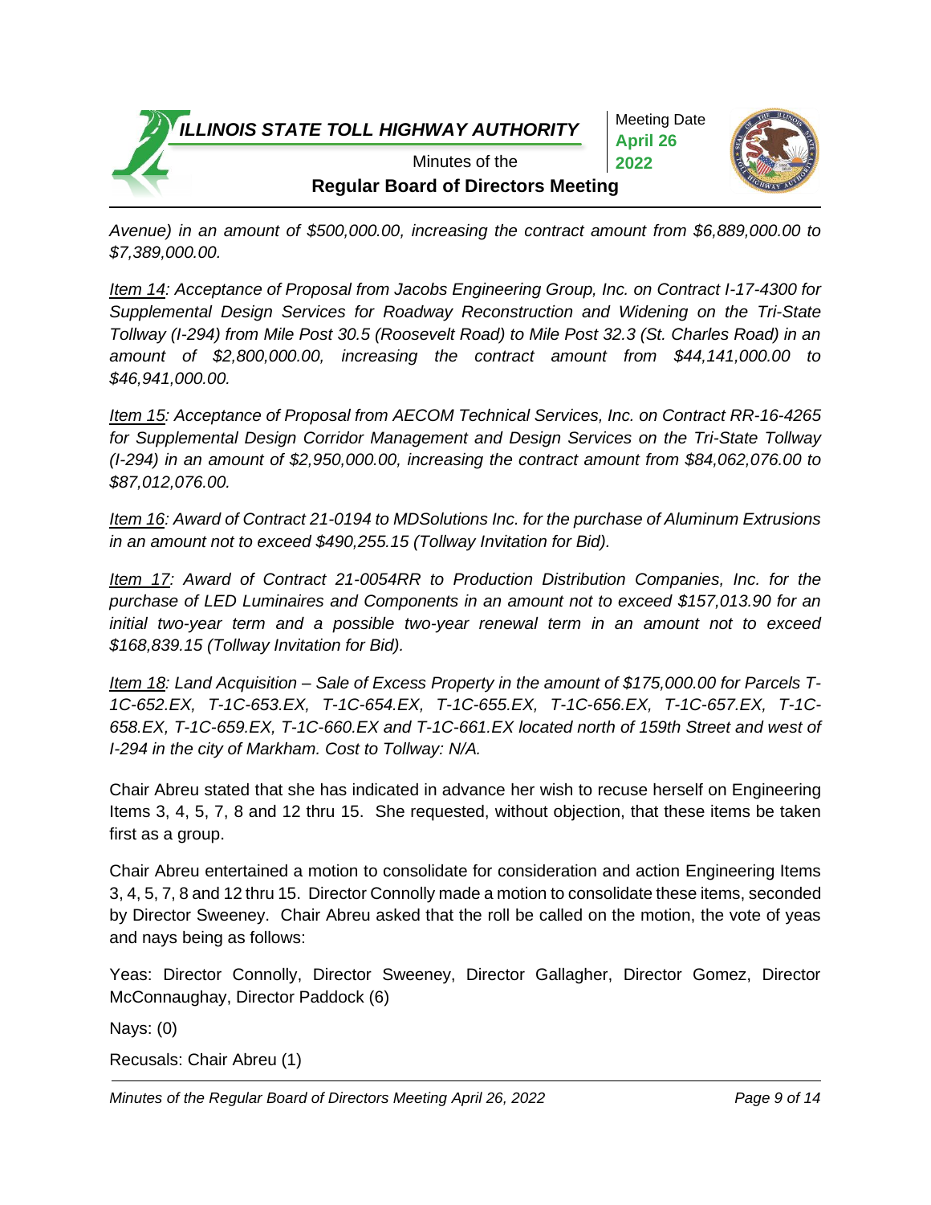*Avenue) in an amount of $500,000.00, increasing the contract amount from $6,889,000.00 to $7,389,000.00.*

*<u>Item 14</u>: Acceptance of Proposal from Jacobs Engineering Group, Inc. on Contract I-17-4300 for Supplemental Design Services for Roadway Reconstruction and Widening on the Tri-State Tollway (I-294) from Mile Post 30.5 (Roosevelt Road) to Mile Post 32.3 (St. Charles Road) in an amount of $2,800,000.00, increasing the contract amount from $44,141,000.00 to $46,941,000.00.*

*<u>Item 15</u>: Acceptance of Proposal from AECOM Technical Services, Inc. on Contract RR-16-4265 for Supplemental Design Corridor Management and Design Services on the Tri-State Tollway (I-294) in an amount of $2,950,000.00, increasing the contract amount from $84,062,076.00 to $87,012,076.00.*

*<u>Item 16</u>: Award of Contract 21-0194 to MDSolutions Inc. for the purchase of Aluminum Extrusions in an amount not to exceed $490,255.15 (Tollway Invitation for Bid).*

*<u>Item 17</u>: Award of Contract 21-0054RR to Production Distribution Companies, Inc. for the purchase of LED Luminaires and Components in an amount not to exceed $157,013.90 for an initial two-year term and a possible two-year renewal term in an amount not to exceed $168,839.15 (Tollway Invitation for Bid).*

*<u>Item 18</u>: Land Acquisition – Sale of Excess Property in the amount of $175,000.00 for Parcels T-1C-652.EX, T-1C-653.EX, T-1C-654.EX, T-1C-655.EX, T-1C-656.EX, T-1C-657.EX, T-1C-658.EX, T-1C-659.EX, T-1C-660.EX and T-1C-661.EX located north of 159th Street and west of I-294 in the city of Markham. Cost to Tollway: N/A.*

Chair Abreu stated that she has indicated in advance her wish to recuse herself on Engineering Items 3, 4, 5, 7, 8 and 12 thru 15. She requested, without objection, that these items be taken first as a group.

Chair Abreu entertained a motion to consolidate for consideration and action Engineering Items 3, 4, 5, 7, 8 and 12 thru 15. Director Connolly made a motion to consolidate these items, seconded by Director Sweeney. Chair Abreu asked that the roll be called on the motion, the vote of yeas and nays being as follows:

Yeas: Director Connolly, Director Sweeney, Director Gallagher, Director Gomez, Director McConnaughay, Director Paddock (6)

Nays: (0)

Recusals: Chair Abreu (1)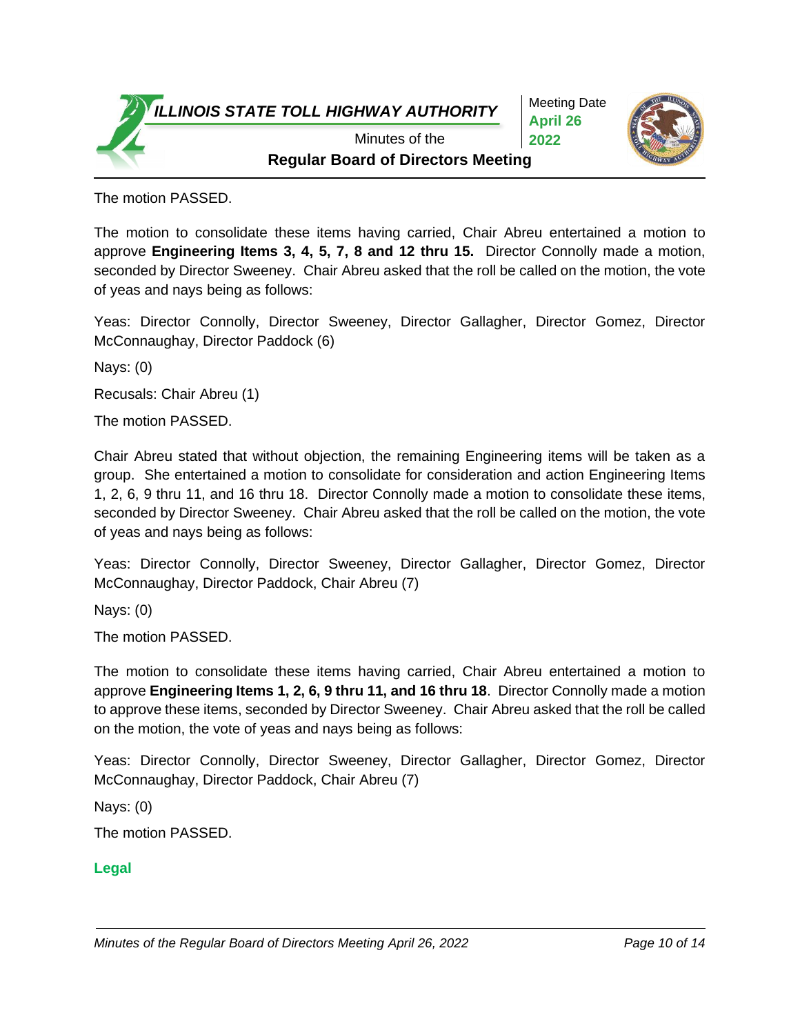The motion PASSED.

The motion to consolidate these items having carried, Chair Abreu entertained a motion to approve **Engineering Items 3, 4, 5, 7, 8 and 12 thru 15.** Director Connolly made a motion, seconded by Director Sweeney. Chair Abreu asked that the roll be called on the motion, the vote of yeas and nays being as follows:

Yeas: Director Connolly, Director Sweeney, Director Gallagher, Director Gomez, Director McConnaughay, Director Paddock (6)

Nays: (0)

Recusals: Chair Abreu (1)

The motion PASSED.

Chair Abreu stated that without objection, the remaining Engineering items will be taken as a group. She entertained a motion to consolidate for consideration and action Engineering Items 1, 2, 6, 9 thru 11, and 16 thru 18. Director Connolly made a motion to consolidate these items, seconded by Director Sweeney. Chair Abreu asked that the roll be called on the motion, the vote of yeas and nays being as follows:

Yeas: Director Connolly, Director Sweeney, Director Gallagher, Director Gomez, Director McConnaughay, Director Paddock, Chair Abreu (7)

Nays: (0)

The motion PASSED.

The motion to consolidate these items having carried, Chair Abreu entertained a motion to approve **Engineering Items 1, 2, 6, 9 thru 11, and 16 thru 18**. Director Connolly made a motion to approve these items, seconded by Director Sweeney. Chair Abreu asked that the roll be called on the motion, the vote of yeas and nays being as follows:

Yeas: Director Connolly, Director Sweeney, Director Gallagher, Director Gomez, Director McConnaughay, Director Paddock, Chair Abreu (7)

Nays: (0)

The motion PASSED.

## Legal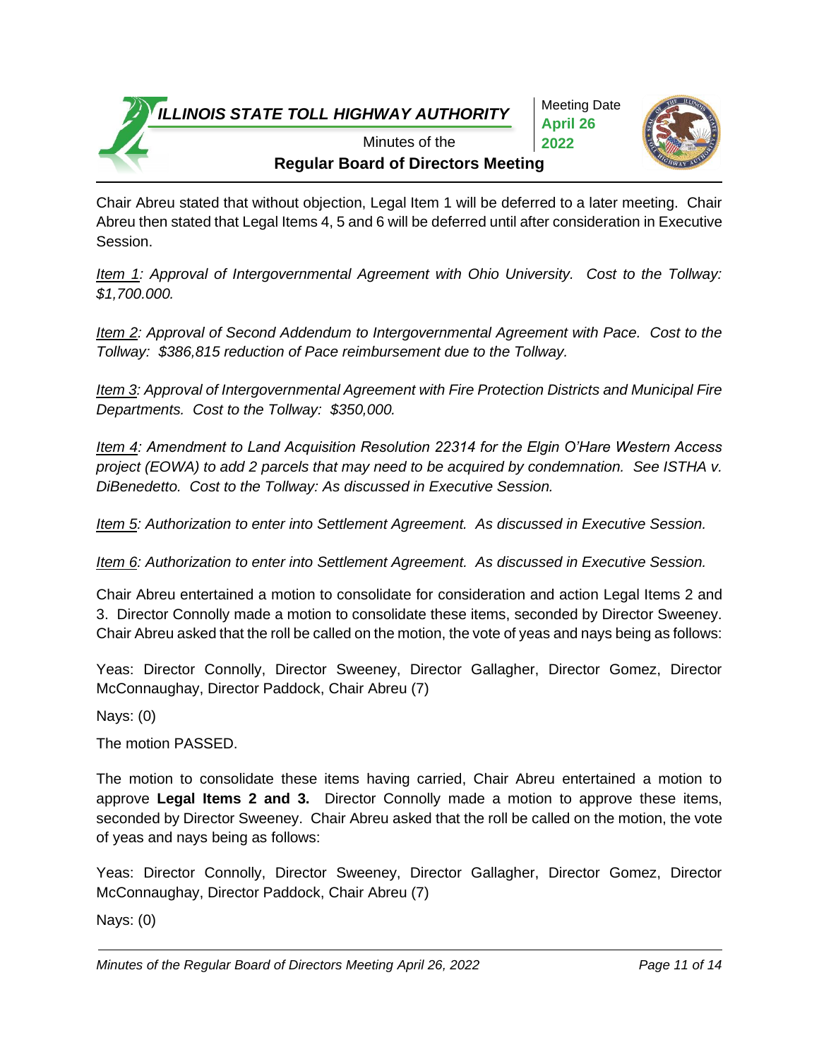Chair Abreu stated that without objection, Legal Item 1 will be deferred to a later meeting. Chair Abreu then stated that Legal Items 4, 5 and 6 will be deferred until after consideration in Executive Session.

*Item 1: Approval of Intergovernmental Agreement with Ohio University. Cost to the Tollway: $1,700.000.*

*Item 2: Approval of Second Addendum to Intergovernmental Agreement with Pace. Cost to the Tollway: $386,815 reduction of Pace reimbursement due to the Tollway.*

*Item 3: Approval of Intergovernmental Agreement with Fire Protection Districts and Municipal Fire Departments. Cost to the Tollway: $350,000.*

*Item 4: Amendment to Land Acquisition Resolution 22314 for the Elgin O'Hare Western Access project (EOWA) to add 2 parcels that may need to be acquired by condemnation. See ISTHA v. DiBenedetto. Cost to the Tollway: As discussed in Executive Session.*

*Item 5: Authorization to enter into Settlement Agreement. As discussed in Executive Session.*

*Item 6: Authorization to enter into Settlement Agreement. As discussed in Executive Session.*

Chair Abreu entertained a motion to consolidate for consideration and action Legal Items 2 and 3. Director Connolly made a motion to consolidate these items, seconded by Director Sweeney. Chair Abreu asked that the roll be called on the motion, the vote of yeas and nays being as follows:

Yeas: Director Connolly, Director Sweeney, Director Gallagher, Director Gomez, Director McConnaughay, Director Paddock, Chair Abreu (7)

Nays: (0)

The motion PASSED.

The motion to consolidate these items having carried, Chair Abreu entertained a motion to approve **Legal Items 2 and 3.** Director Connolly made a motion to approve these items, seconded by Director Sweeney. Chair Abreu asked that the roll be called on the motion, the vote of yeas and nays being as follows:

Yeas: Director Connolly, Director Sweeney, Director Gallagher, Director Gomez, Director McConnaughay, Director Paddock, Chair Abreu (7)

Nays: (0)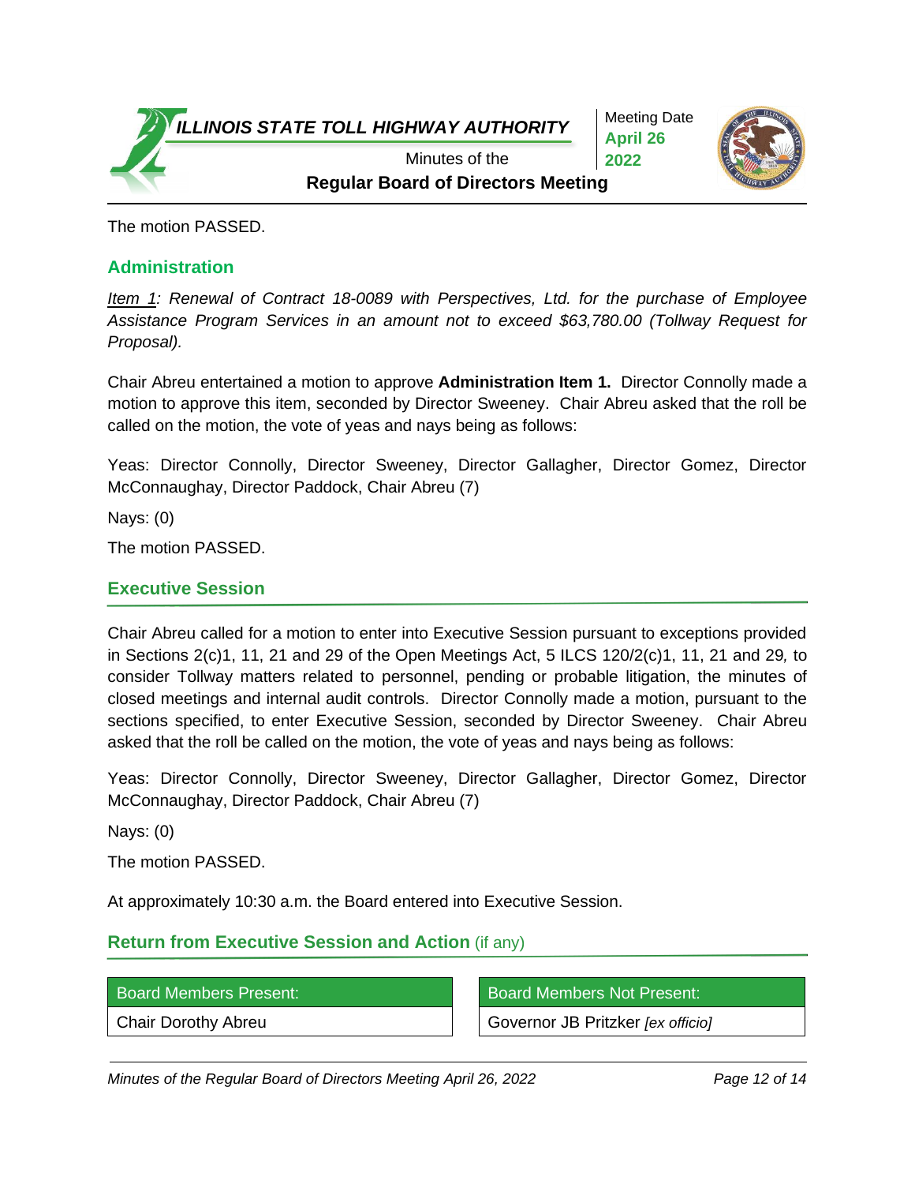The motion PASSED.

## Administration

*Item 1: Renewal of Contract 18-0089 with Perspectives, Ltd. for the purchase of Employee Assistance Program Services in an amount not to exceed $63,780.00 (Tollway Request for Proposal).*

Chair Abreu entertained a motion to approve **Administration Item 1.** Director Connolly made a motion to approve this item, seconded by Director Sweeney. Chair Abreu asked that the roll be called on the motion, the vote of yeas and nays being as follows:

Yeas: Director Connolly, Director Sweeney, Director Gallagher, Director Gomez, Director McConnaughay, Director Paddock, Chair Abreu (7)

Nays: (0)

The motion PASSED.

## Executive Session

Chair Abreu called for a motion to enter into Executive Session pursuant to exceptions provided in Sections 2(c)1, 11, 21 and 29 of the Open Meetings Act, 5 ILCS 120/2(c)1, 11, 21 and 29, to consider Tollway matters related to personnel, pending or probable litigation, the minutes of closed meetings and internal audit controls. Director Connolly made a motion, pursuant to the sections specified, to enter Executive Session, seconded by Director Sweeney. Chair Abreu asked that the roll be called on the motion, the vote of yeas and nays being as follows:

Yeas: Director Connolly, Director Sweeney, Director Gallagher, Director Gomez, Director McConnaughay, Director Paddock, Chair Abreu (7)

Nays: (0)

The motion PASSED.

At approximately 10:30 a.m. the Board entered into Executive Session.

## Return from Executive Session and Action (if any)

| Board Members Present: |
|---|
| Chair Dorothy Abreu |

| Board Members Not Present: |
|---|
| Governor JB Pritzker *[ex officio]* |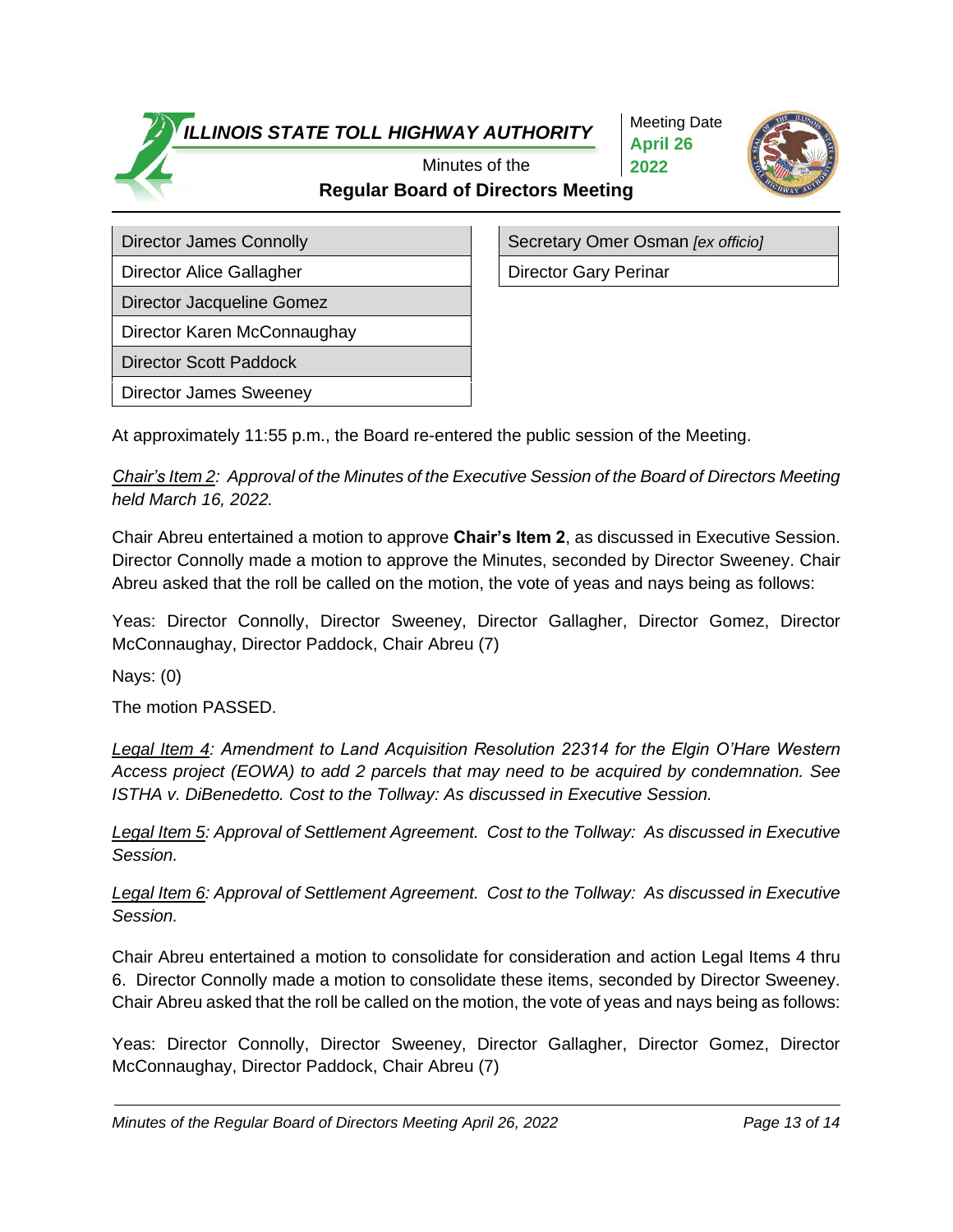# ILLINOIS STATE TOLL HIGHWAY AUTHORITY

Minutes of the

**Regular Board of Directors Meeting**

Meeting Date **April 26 2022**

| Director James Connolly | Secretary Omer Osman *[ex officio]* |
|---|---|
| Director Alice Gallagher | Director Gary Perinar |
| Director Jacqueline Gomez | |
| Director Karen McConnaughay | |
| Director Scott Paddock | |
| Director James Sweeney | |

At approximately 11:55 p.m., the Board re-entered the public session of the Meeting.

*Chair's Item 2: Approval of the Minutes of the Executive Session of the Board of Directors Meeting held March 16, 2022.*

Chair Abreu entertained a motion to approve **Chair's Item 2**, as discussed in Executive Session. Director Connolly made a motion to approve the Minutes, seconded by Director Sweeney. Chair Abreu asked that the roll be called on the motion, the vote of yeas and nays being as follows:

Yeas: Director Connolly, Director Sweeney, Director Gallagher, Director Gomez, Director McConnaughay, Director Paddock, Chair Abreu (7)

Nays: (0)

The motion PASSED.

*Legal Item 4: Amendment to Land Acquisition Resolution 22314 for the Elgin O'Hare Western Access project (EOWA) to add 2 parcels that may need to be acquired by condemnation. See ISTHA v. DiBenedetto. Cost to the Tollway: As discussed in Executive Session.*

*Legal Item 5: Approval of Settlement Agreement. Cost to the Tollway: As discussed in Executive Session.*

*Legal Item 6: Approval of Settlement Agreement. Cost to the Tollway: As discussed in Executive Session.*

Chair Abreu entertained a motion to consolidate for consideration and action Legal Items 4 thru 6. Director Connolly made a motion to consolidate these items, seconded by Director Sweeney. Chair Abreu asked that the roll be called on the motion, the vote of yeas and nays being as follows:

Yeas: Director Connolly, Director Sweeney, Director Gallagher, Director Gomez, Director McConnaughay, Director Paddock, Chair Abreu (7)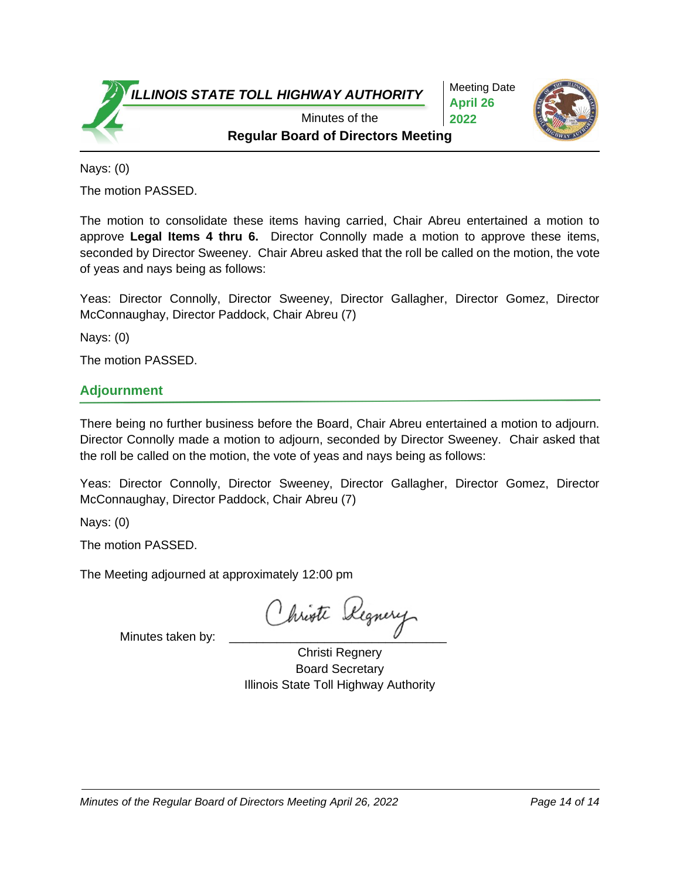Nays: (0)

The motion PASSED.

The motion to consolidate these items having carried, Chair Abreu entertained a motion to approve **Legal Items 4 thru 6.** Director Connolly made a motion to approve these items, seconded by Director Sweeney. Chair Abreu asked that the roll be called on the motion, the vote of yeas and nays being as follows:

Yeas: Director Connolly, Director Sweeney, Director Gallagher, Director Gomez, Director McConnaughay, Director Paddock, Chair Abreu (7)

Nays: (0)

The motion PASSED.

## Adjournment

There being no further business before the Board, Chair Abreu entertained a motion to adjourn. Director Connolly made a motion to adjourn, seconded by Director Sweeney. Chair asked that the roll be called on the motion, the vote of yeas and nays being as follows:

Yeas: Director Connolly, Director Sweeney, Director Gallagher, Director Gomez, Director McConnaughay, Director Paddock, Chair Abreu (7)

Nays: (0)

The motion PASSED.

The Meeting adjourned at approximately 12:00 pm

Minutes taken by: ______________________________

Christi Regnery
Board Secretary
Illinois State Toll Highway Authority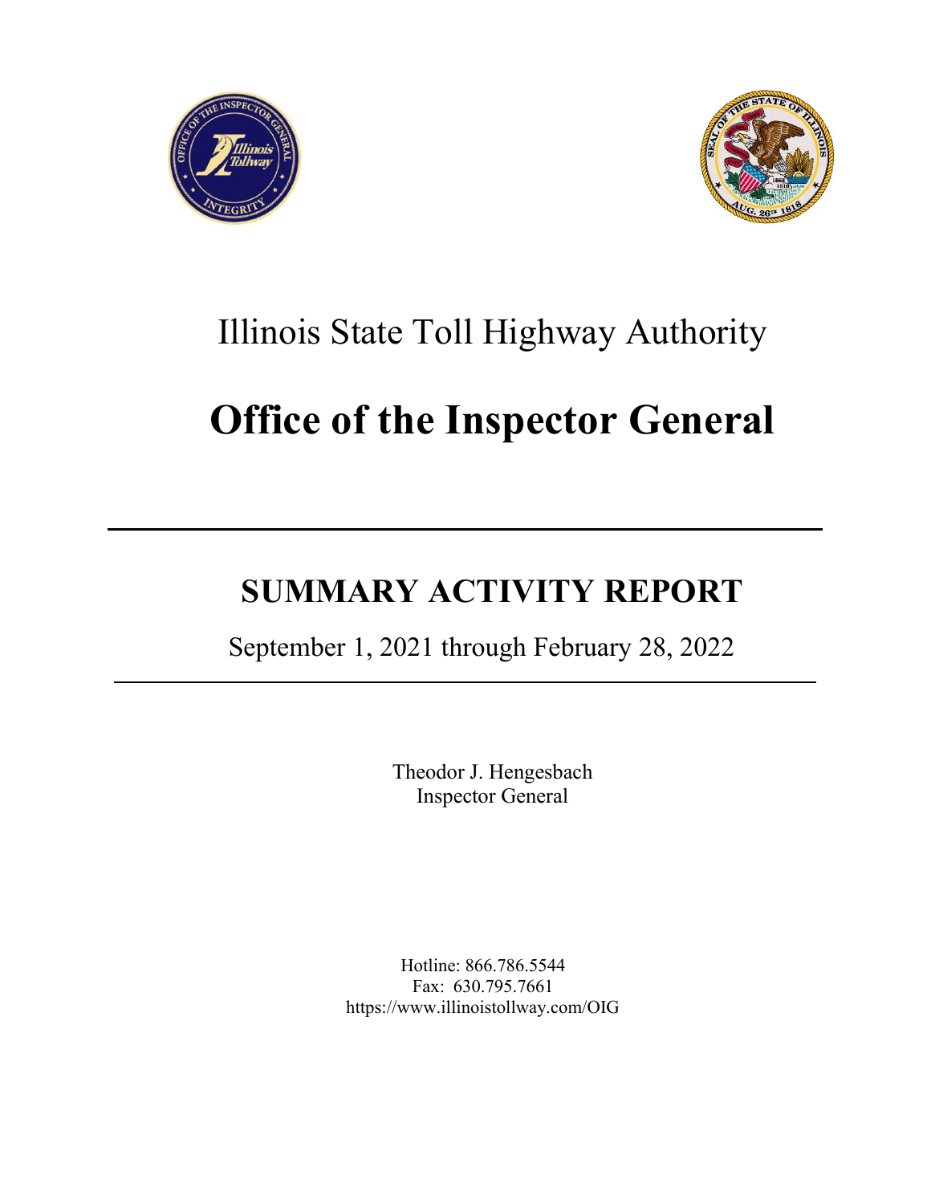Illinois State Toll Highway Authority

# Office of the Inspector General

---

## SUMMARY ACTIVITY REPORT

September 1, 2021 through February 28, 2022

---

Theodor J. Hengesbach
Inspector General

Hotline: 866.786.5544
Fax: 630.795.7661
https://www.illinoistollway.com/OIG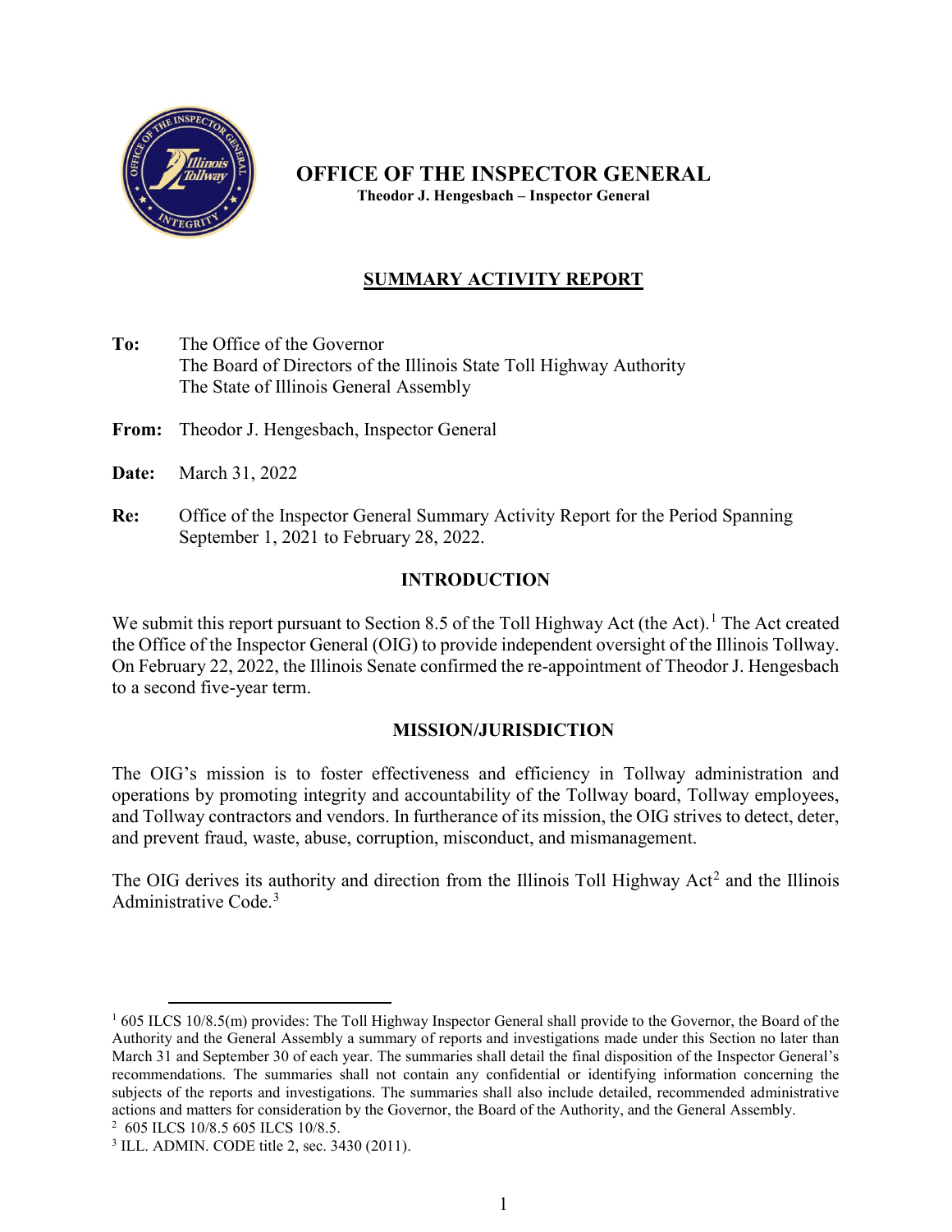# OFFICE OF THE INSPECTOR GENERAL

**Theodor J. Hengesbach – Inspector General**

## SUMMARY ACTIVITY REPORT

**To:** The Office of the Governor
The Board of Directors of the Illinois State Toll Highway Authority
The State of Illinois General Assembly

**From:** Theodor J. Hengesbach, Inspector General

**Date:** March 31, 2022

**Re:** Office of the Inspector General Summary Activity Report for the Period Spanning September 1, 2021 to February 28, 2022.

## INTRODUCTION

We submit this report pursuant to Section 8.5 of the Toll Highway Act (the Act).[1] The Act created the Office of the Inspector General (OIG) to provide independent oversight of the Illinois Tollway. On February 22, 2022, the Illinois Senate confirmed the re-appointment of Theodor J. Hengesbach to a second five-year term.

## MISSION/JURISDICTION

The OIG's mission is to foster effectiveness and efficiency in Tollway administration and operations by promoting integrity and accountability of the Tollway board, Tollway employees, and Tollway contractors and vendors. In furtherance of its mission, the OIG strives to detect, deter, and prevent fraud, waste, abuse, corruption, misconduct, and mismanagement.

The OIG derives its authority and direction from the Illinois Toll Highway Act[2] and the Illinois Administrative Code.[3]

---

[1] 605 ILCS 10/8.5(m) provides: The Toll Highway Inspector General shall provide to the Governor, the Board of the Authority and the General Assembly a summary of reports and investigations made under this Section no later than March 31 and September 30 of each year. The summaries shall detail the final disposition of the Inspector General's recommendations. The summaries shall not contain any confidential or identifying information concerning the subjects of the reports and investigations. The summaries shall also include detailed, recommended administrative actions and matters for consideration by the Governor, the Board of the Authority, and the General Assembly.

[2] 605 ILCS 10/8.5 605 ILCS 10/8.5.

[3] ILL. ADMIN. CODE title 2, sec. 3430 (2011).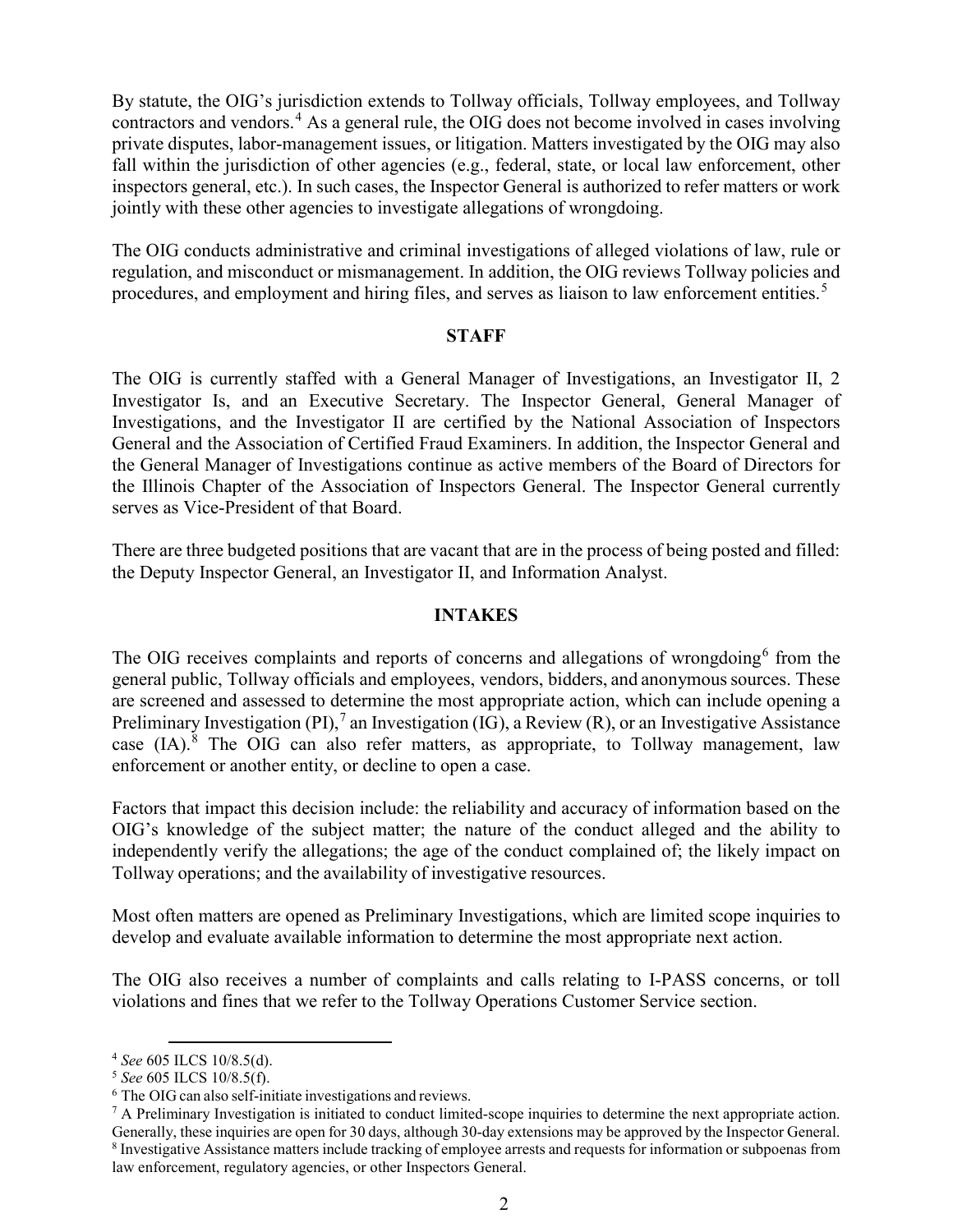By statute, the OIG's jurisdiction extends to Tollway officials, Tollway employees, and Tollway contractors and vendors.[4] As a general rule, the OIG does not become involved in cases involving private disputes, labor-management issues, or litigation. Matters investigated by the OIG may also fall within the jurisdiction of other agencies (e.g., federal, state, or local law enforcement, other inspectors general, etc.). In such cases, the Inspector General is authorized to refer matters or work jointly with these other agencies to investigate allegations of wrongdoing.

The OIG conducts administrative and criminal investigations of alleged violations of law, rule or regulation, and misconduct or mismanagement. In addition, the OIG reviews Tollway policies and procedures, and employment and hiring files, and serves as liaison to law enforcement entities.[5]

## STAFF

The OIG is currently staffed with a General Manager of Investigations, an Investigator II, 2 Investigator Is, and an Executive Secretary. The Inspector General, General Manager of Investigations, and the Investigator II are certified by the National Association of Inspectors General and the Association of Certified Fraud Examiners. In addition, the Inspector General and the General Manager of Investigations continue as active members of the Board of Directors for the Illinois Chapter of the Association of Inspectors General. The Inspector General currently serves as Vice-President of that Board.

There are three budgeted positions that are vacant that are in the process of being posted and filled: the Deputy Inspector General, an Investigator II, and Information Analyst.

## INTAKES

The OIG receives complaints and reports of concerns and allegations of wrongdoing[6] from the general public, Tollway officials and employees, vendors, bidders, and anonymous sources. These are screened and assessed to determine the most appropriate action, which can include opening a Preliminary Investigation (PI),[7] an Investigation (IG), a Review (R), or an Investigative Assistance case (IA).[8] The OIG can also refer matters, as appropriate, to Tollway management, law enforcement or another entity, or decline to open a case.

Factors that impact this decision include: the reliability and accuracy of information based on the OIG's knowledge of the subject matter; the nature of the conduct alleged and the ability to independently verify the allegations; the age of the conduct complained of; the likely impact on Tollway operations; and the availability of investigative resources.

Most often matters are opened as Preliminary Investigations, which are limited scope inquiries to develop and evaluate available information to determine the most appropriate next action.

The OIG also receives a number of complaints and calls relating to I-PASS concerns, or toll violations and fines that we refer to the Tollway Operations Customer Service section.

---

[4] *See* 605 ILCS 10/8.5(d).

[5] *See* 605 ILCS 10/8.5(f).

[6] The OIG can also self-initiate investigations and reviews.

[7] A Preliminary Investigation is initiated to conduct limited-scope inquiries to determine the next appropriate action. Generally, these inquiries are open for 30 days, although 30-day extensions may be approved by the Inspector General.

[8] Investigative Assistance matters include tracking of employee arrests and requests for information or subpoenas from law enforcement, regulatory agencies, or other Inspectors General.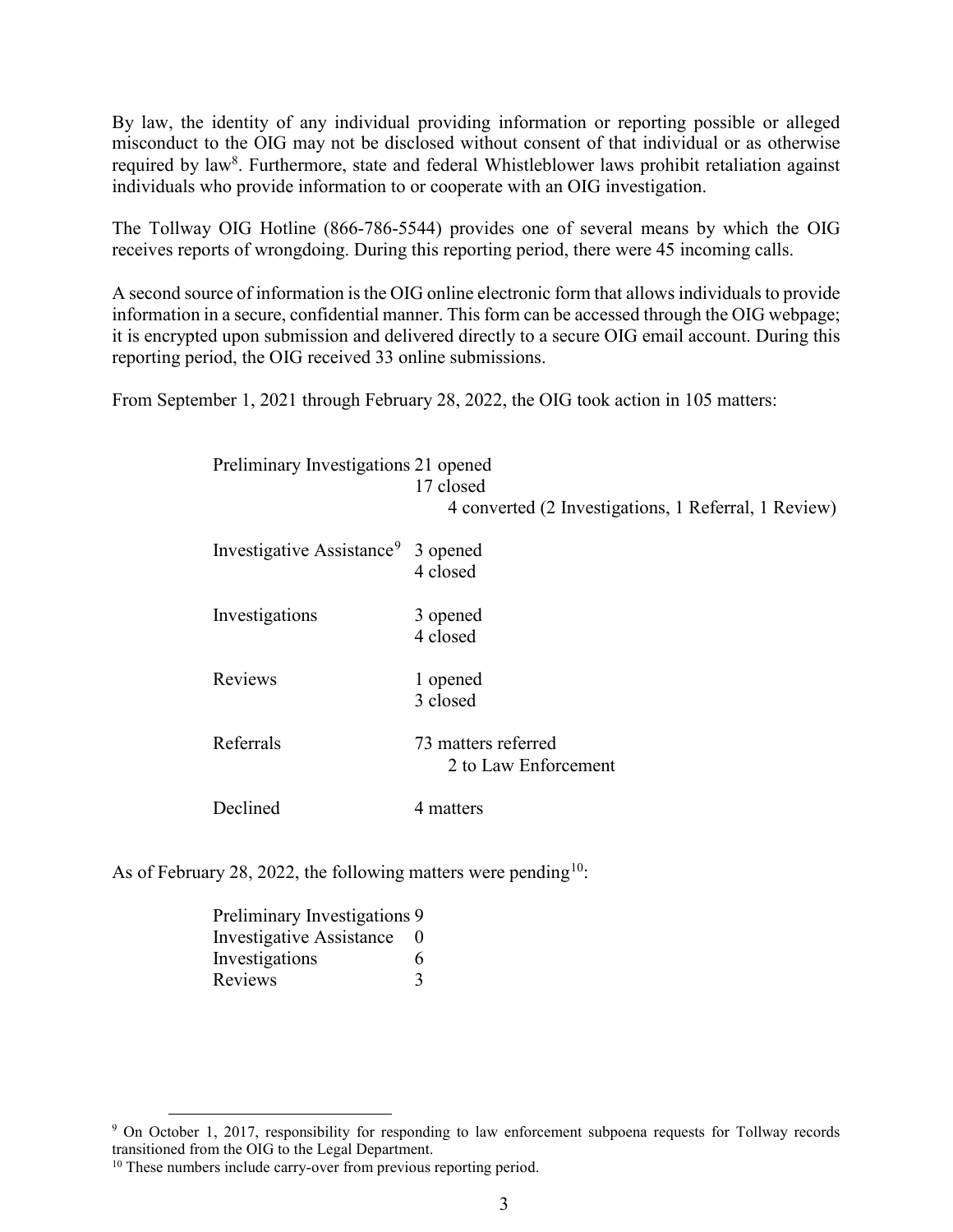By law, the identity of any individual providing information or reporting possible or alleged misconduct to the OIG may not be disclosed without consent of that individual or as otherwise required by law[8]. Furthermore, state and federal Whistleblower laws prohibit retaliation against individuals who provide information to or cooperate with an OIG investigation.

The Tollway OIG Hotline (866-786-5544) provides one of several means by which the OIG receives reports of wrongdoing. During this reporting period, there were 45 incoming calls.

A second source of information is the OIG online electronic form that allows individuals to provide information in a secure, confidential manner. This form can be accessed through the OIG webpage; it is encrypted upon submission and delivered directly to a secure OIG email account. During this reporting period, the OIG received 33 online submissions.

From September 1, 2021 through February 28, 2022, the OIG took action in 105 matters:

| | |
|---|---|
| Preliminary Investigations | 21 opened<br>17 closed<br>4 converted (2 Investigations, 1 Referral, 1 Review) |
| Investigative Assistance[9] | 3 opened<br>4 closed |
| Investigations | 3 opened<br>4 closed |
| Reviews | 1 opened<br>3 closed |
| Referrals | 73 matters referred<br>2 to Law Enforcement |
| Declined | 4 matters |

As of February 28, 2022, the following matters were pending[10]:

| | |
|---|---|
| Preliminary Investigations | 9 |
| Investigative Assistance | 0 |
| Investigations | 6 |
| Reviews | 3 |

---

[9] On October 1, 2017, responsibility for responding to law enforcement subpoena requests for Tollway records transitioned from the OIG to the Legal Department.

[10] These numbers include carry-over from previous reporting period.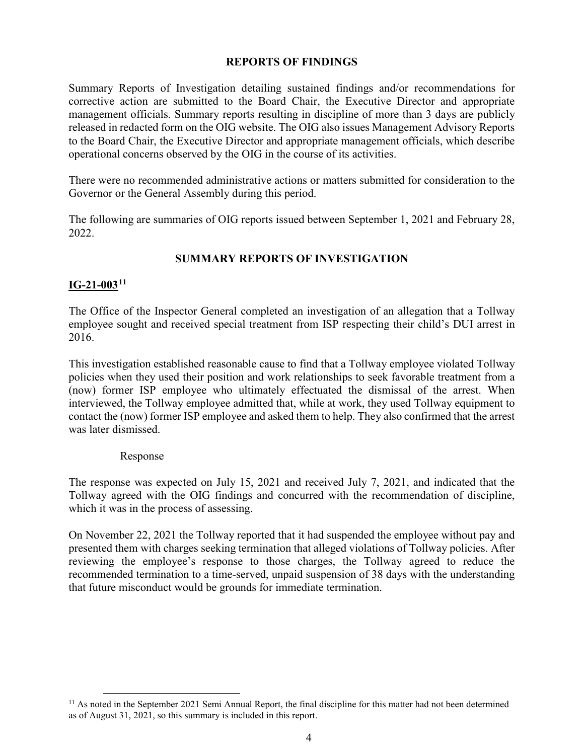## REPORTS OF FINDINGS

Summary Reports of Investigation detailing sustained findings and/or recommendations for corrective action are submitted to the Board Chair, the Executive Director and appropriate management officials. Summary reports resulting in discipline of more than 3 days are publicly released in redacted form on the OIG website. The OIG also issues Management Advisory Reports to the Board Chair, the Executive Director and appropriate management officials, which describe operational concerns observed by the OIG in the course of its activities.

There were no recommended administrative actions or matters submitted for consideration to the Governor or the General Assembly during this period.

The following are summaries of OIG reports issued between September 1, 2021 and February 28, 2022.

## SUMMARY REPORTS OF INVESTIGATION

### IG-21-003[11]

The Office of the Inspector General completed an investigation of an allegation that a Tollway employee sought and received special treatment from ISP respecting their child's DUI arrest in 2016.

This investigation established reasonable cause to find that a Tollway employee violated Tollway policies when they used their position and work relationships to seek favorable treatment from a (now) former ISP employee who ultimately effectuated the dismissal of the arrest. When interviewed, the Tollway employee admitted that, while at work, they used Tollway equipment to contact the (now) former ISP employee and asked them to help. They also confirmed that the arrest was later dismissed.

Response

The response was expected on July 15, 2021 and received July 7, 2021, and indicated that the Tollway agreed with the OIG findings and concurred with the recommendation of discipline, which it was in the process of assessing.

On November 22, 2021 the Tollway reported that it had suspended the employee without pay and presented them with charges seeking termination that alleged violations of Tollway policies. After reviewing the employee's response to those charges, the Tollway agreed to reduce the recommended termination to a time-served, unpaid suspension of 38 days with the understanding that future misconduct would be grounds for immediate termination.

[11] As noted in the September 2021 Semi Annual Report, the final discipline for this matter had not been determined as of August 31, 2021, so this summary is included in this report.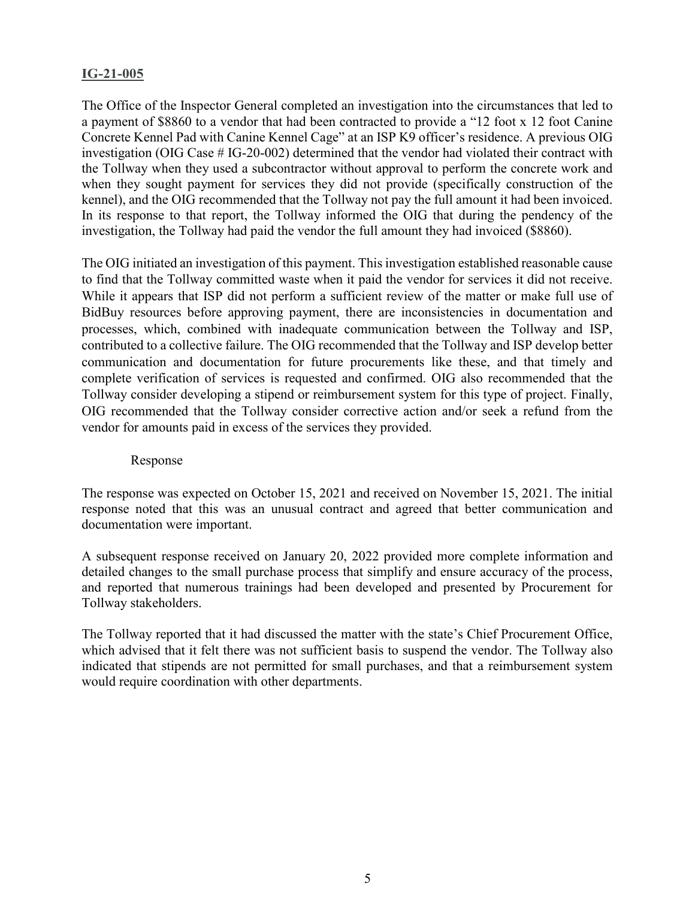## IG-21-005

The Office of the Inspector General completed an investigation into the circumstances that led to a payment of $8860 to a vendor that had been contracted to provide a "12 foot x 12 foot Canine Concrete Kennel Pad with Canine Kennel Cage" at an ISP K9 officer's residence. A previous OIG investigation (OIG Case # IG-20-002) determined that the vendor had violated their contract with the Tollway when they used a subcontractor without approval to perform the concrete work and when they sought payment for services they did not provide (specifically construction of the kennel), and the OIG recommended that the Tollway not pay the full amount it had been invoiced. In its response to that report, the Tollway informed the OIG that during the pendency of the investigation, the Tollway had paid the vendor the full amount they had invoiced ($8860).

The OIG initiated an investigation of this payment. This investigation established reasonable cause to find that the Tollway committed waste when it paid the vendor for services it did not receive. While it appears that ISP did not perform a sufficient review of the matter or make full use of BidBuy resources before approving payment, there are inconsistencies in documentation and processes, which, combined with inadequate communication between the Tollway and ISP, contributed to a collective failure. The OIG recommended that the Tollway and ISP develop better communication and documentation for future procurements like these, and that timely and complete verification of services is requested and confirmed. OIG also recommended that the Tollway consider developing a stipend or reimbursement system for this type of project. Finally, OIG recommended that the Tollway consider corrective action and/or seek a refund from the vendor for amounts paid in excess of the services they provided.

Response

The response was expected on October 15, 2021 and received on November 15, 2021. The initial response noted that this was an unusual contract and agreed that better communication and documentation were important.

A subsequent response received on January 20, 2022 provided more complete information and detailed changes to the small purchase process that simplify and ensure accuracy of the process, and reported that numerous trainings had been developed and presented by Procurement for Tollway stakeholders.

The Tollway reported that it had discussed the matter with the state's Chief Procurement Office, which advised that it felt there was not sufficient basis to suspend the vendor. The Tollway also indicated that stipends are not permitted for small purchases, and that a reimbursement system would require coordination with other departments.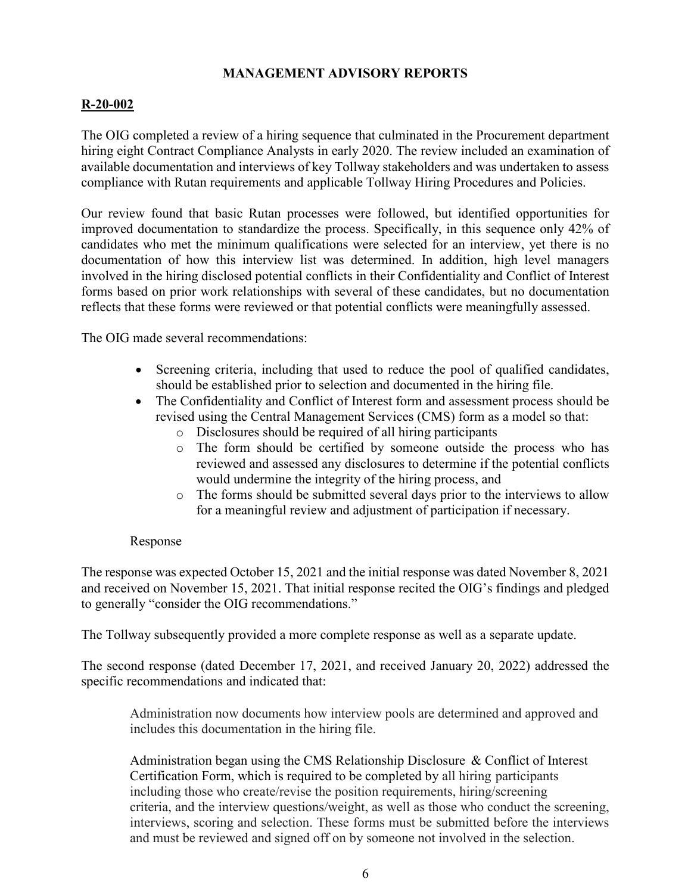# MANAGEMENT ADVISORY REPORTS

## R-20-002

The OIG completed a review of a hiring sequence that culminated in the Procurement department hiring eight Contract Compliance Analysts in early 2020. The review included an examination of available documentation and interviews of key Tollway stakeholders and was undertaken to assess compliance with Rutan requirements and applicable Tollway Hiring Procedures and Policies.

Our review found that basic Rutan processes were followed, but identified opportunities for improved documentation to standardize the process. Specifically, in this sequence only 42% of candidates who met the minimum qualifications were selected for an interview, yet there is no documentation of how this interview list was determined. In addition, high level managers involved in the hiring disclosed potential conflicts in their Confidentiality and Conflict of Interest forms based on prior work relationships with several of these candidates, but no documentation reflects that these forms were reviewed or that potential conflicts were meaningfully assessed.

The OIG made several recommendations:

- Screening criteria, including that used to reduce the pool of qualified candidates, should be established prior to selection and documented in the hiring file.
- The Confidentiality and Conflict of Interest form and assessment process should be revised using the Central Management Services (CMS) form as a model so that:
  - Disclosures should be required of all hiring participants
  - The form should be certified by someone outside the process who has reviewed and assessed any disclosures to determine if the potential conflicts would undermine the integrity of the hiring process, and
  - The forms should be submitted several days prior to the interviews to allow for a meaningful review and adjustment of participation if necessary.

Response

The response was expected October 15, 2021 and the initial response was dated November 8, 2021 and received on November 15, 2021. That initial response recited the OIG's findings and pledged to generally "consider the OIG recommendations."

The Tollway subsequently provided a more complete response as well as a separate update.

The second response (dated December 17, 2021, and received January 20, 2022) addressed the specific recommendations and indicated that:

> Administration now documents how interview pools are determined and approved and includes this documentation in the hiring file.
>
> Administration began using the CMS Relationship Disclosure & Conflict of Interest Certification Form, which is required to be completed by all hiring participants including those who create/revise the position requirements, hiring/screening criteria, and the interview questions/weight, as well as those who conduct the screening, interviews, scoring and selection. These forms must be submitted before the interviews and must be reviewed and signed off on by someone not involved in the selection.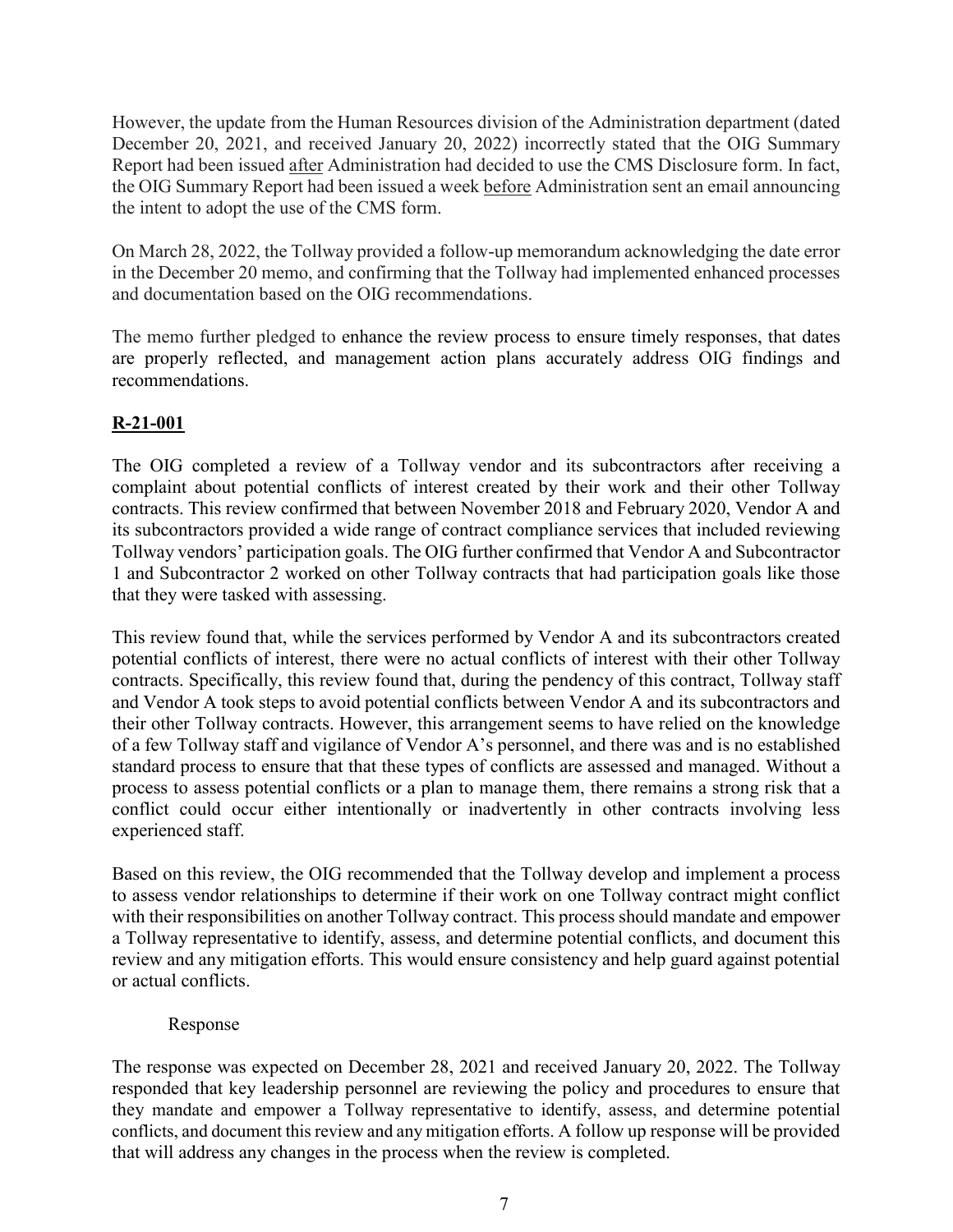However, the update from the Human Resources division of the Administration department (dated December 20, 2021, and received January 20, 2022) incorrectly stated that the OIG Summary Report had been issued after Administration had decided to use the CMS Disclosure form. In fact, the OIG Summary Report had been issued a week before Administration sent an email announcing the intent to adopt the use of the CMS form.

On March 28, 2022, the Tollway provided a follow-up memorandum acknowledging the date error in the December 20 memo, and confirming that the Tollway had implemented enhanced processes and documentation based on the OIG recommendations.

The memo further pledged to enhance the review process to ensure timely responses, that dates are properly reflected, and management action plans accurately address OIG findings and recommendations.

## R-21-001

The OIG completed a review of a Tollway vendor and its subcontractors after receiving a complaint about potential conflicts of interest created by their work and their other Tollway contracts. This review confirmed that between November 2018 and February 2020, Vendor A and its subcontractors provided a wide range of contract compliance services that included reviewing Tollway vendors' participation goals. The OIG further confirmed that Vendor A and Subcontractor 1 and Subcontractor 2 worked on other Tollway contracts that had participation goals like those that they were tasked with assessing.

This review found that, while the services performed by Vendor A and its subcontractors created potential conflicts of interest, there were no actual conflicts of interest with their other Tollway contracts. Specifically, this review found that, during the pendency of this contract, Tollway staff and Vendor A took steps to avoid potential conflicts between Vendor A and its subcontractors and their other Tollway contracts. However, this arrangement seems to have relied on the knowledge of a few Tollway staff and vigilance of Vendor A's personnel, and there was and is no established standard process to ensure that that these types of conflicts are assessed and managed. Without a process to assess potential conflicts or a plan to manage them, there remains a strong risk that a conflict could occur either intentionally or inadvertently in other contracts involving less experienced staff.

Based on this review, the OIG recommended that the Tollway develop and implement a process to assess vendor relationships to determine if their work on one Tollway contract might conflict with their responsibilities on another Tollway contract. This process should mandate and empower a Tollway representative to identify, assess, and determine potential conflicts, and document this review and any mitigation efforts. This would ensure consistency and help guard against potential or actual conflicts.

Response

The response was expected on December 28, 2021 and received January 20, 2022. The Tollway responded that key leadership personnel are reviewing the policy and procedures to ensure that they mandate and empower a Tollway representative to identify, assess, and determine potential conflicts, and document this review and any mitigation efforts. A follow up response will be provided that will address any changes in the process when the review is completed.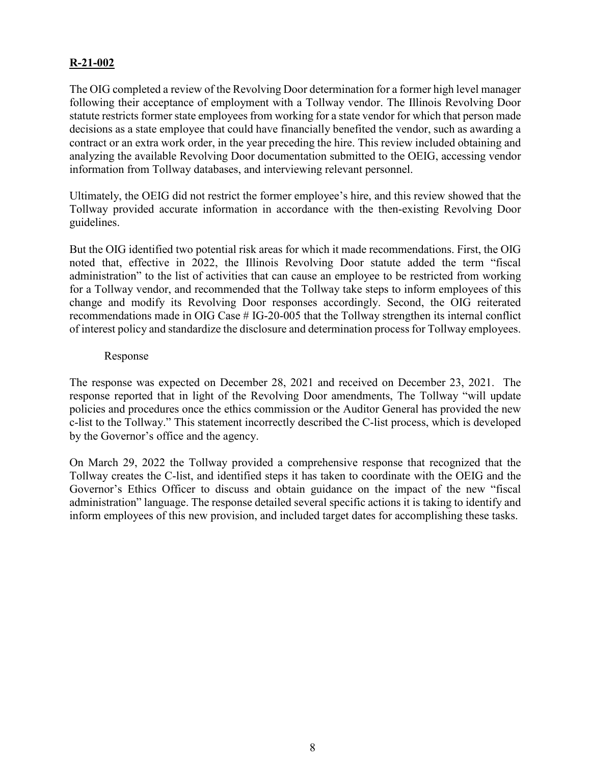**R-21-002**

The OIG completed a review of the Revolving Door determination for a former high level manager following their acceptance of employment with a Tollway vendor. The Illinois Revolving Door statute restricts former state employees from working for a state vendor for which that person made decisions as a state employee that could have financially benefited the vendor, such as awarding a contract or an extra work order, in the year preceding the hire. This review included obtaining and analyzing the available Revolving Door documentation submitted to the OEIG, accessing vendor information from Tollway databases, and interviewing relevant personnel.

Ultimately, the OEIG did not restrict the former employee's hire, and this review showed that the Tollway provided accurate information in accordance with the then-existing Revolving Door guidelines.

But the OIG identified two potential risk areas for which it made recommendations. First, the OIG noted that, effective in 2022, the Illinois Revolving Door statute added the term "fiscal administration" to the list of activities that can cause an employee to be restricted from working for a Tollway vendor, and recommended that the Tollway take steps to inform employees of this change and modify its Revolving Door responses accordingly. Second, the OIG reiterated recommendations made in OIG Case # IG-20-005 that the Tollway strengthen its internal conflict of interest policy and standardize the disclosure and determination process for Tollway employees.

Response

The response was expected on December 28, 2021 and received on December 23, 2021. The response reported that in light of the Revolving Door amendments, The Tollway "will update policies and procedures once the ethics commission or the Auditor General has provided the new c-list to the Tollway." This statement incorrectly described the C-list process, which is developed by the Governor's office and the agency.

On March 29, 2022 the Tollway provided a comprehensive response that recognized that the Tollway creates the C-list, and identified steps it has taken to coordinate with the OEIG and the Governor's Ethics Officer to discuss and obtain guidance on the impact of the new "fiscal administration" language. The response detailed several specific actions it is taking to identify and inform employees of this new provision, and included target dates for accomplishing these tasks.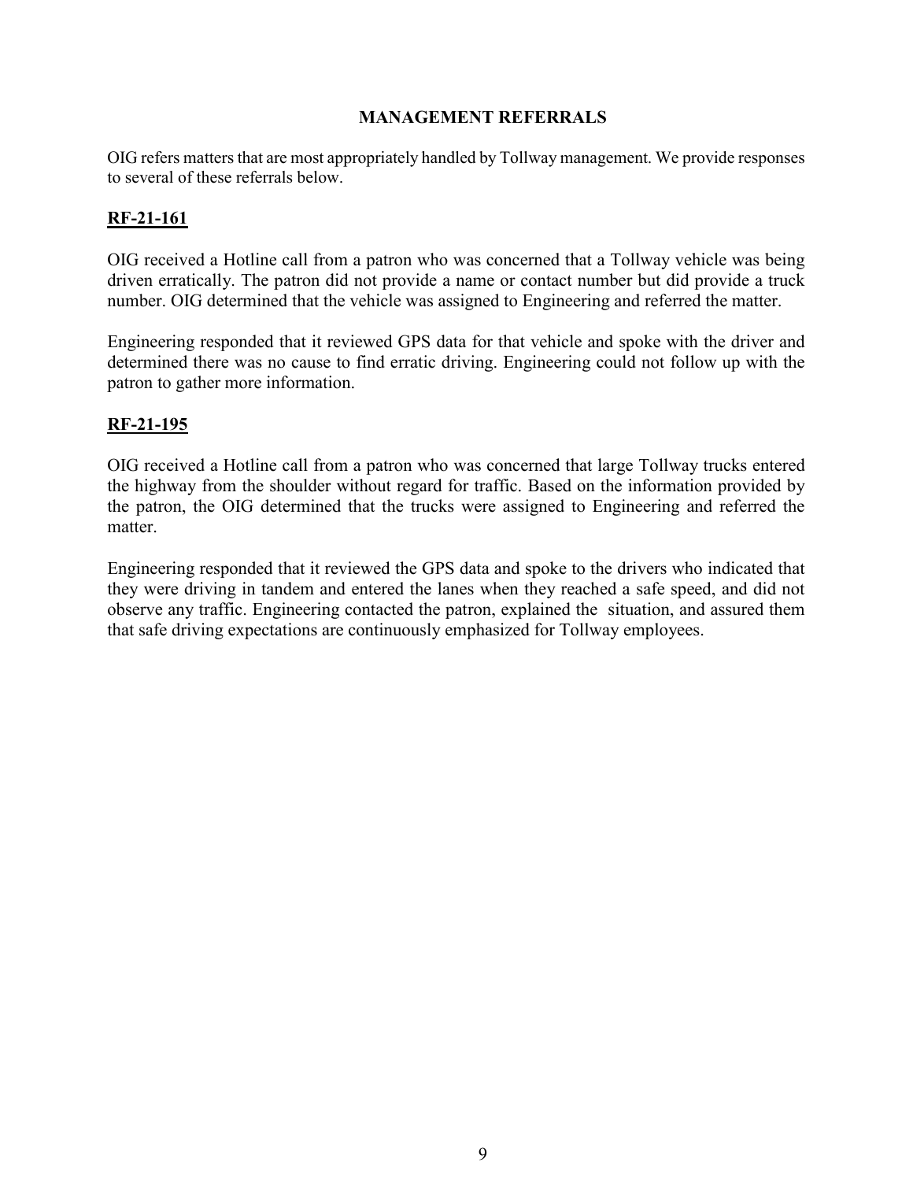## MANAGEMENT REFERRALS

OIG refers matters that are most appropriately handled by Tollway management. We provide responses to several of these referrals below.

### RF-21-161

OIG received a Hotline call from a patron who was concerned that a Tollway vehicle was being driven erratically. The patron did not provide a name or contact number but did provide a truck number. OIG determined that the vehicle was assigned to Engineering and referred the matter.

Engineering responded that it reviewed GPS data for that vehicle and spoke with the driver and determined there was no cause to find erratic driving. Engineering could not follow up with the patron to gather more information.

### RF-21-195

OIG received a Hotline call from a patron who was concerned that large Tollway trucks entered the highway from the shoulder without regard for traffic. Based on the information provided by the patron, the OIG determined that the trucks were assigned to Engineering and referred the matter.

Engineering responded that it reviewed the GPS data and spoke to the drivers who indicated that they were driving in tandem and entered the lanes when they reached a safe speed, and did not observe any traffic. Engineering contacted the patron, explained the situation, and assured them that safe driving expectations are continuously emphasized for Tollway employees.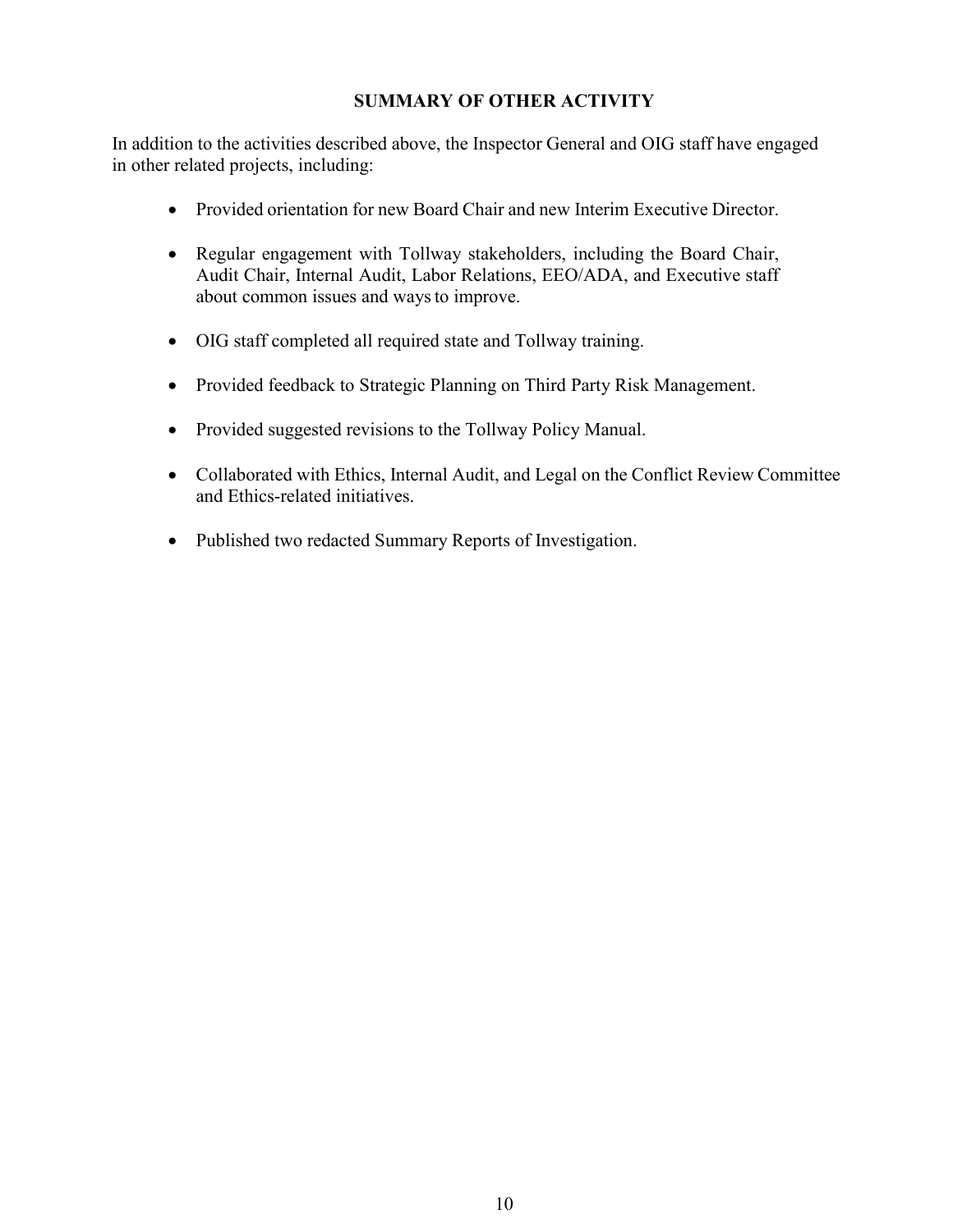## SUMMARY OF OTHER ACTIVITY

In addition to the activities described above, the Inspector General and OIG staff have engaged in other related projects, including:

- Provided orientation for new Board Chair and new Interim Executive Director.
- Regular engagement with Tollway stakeholders, including the Board Chair, Audit Chair, Internal Audit, Labor Relations, EEO/ADA, and Executive staff about common issues and ways to improve.
- OIG staff completed all required state and Tollway training.
- Provided feedback to Strategic Planning on Third Party Risk Management.
- Provided suggested revisions to the Tollway Policy Manual.
- Collaborated with Ethics, Internal Audit, and Legal on the Conflict Review Committee and Ethics-related initiatives.
- Published two redacted Summary Reports of Investigation.